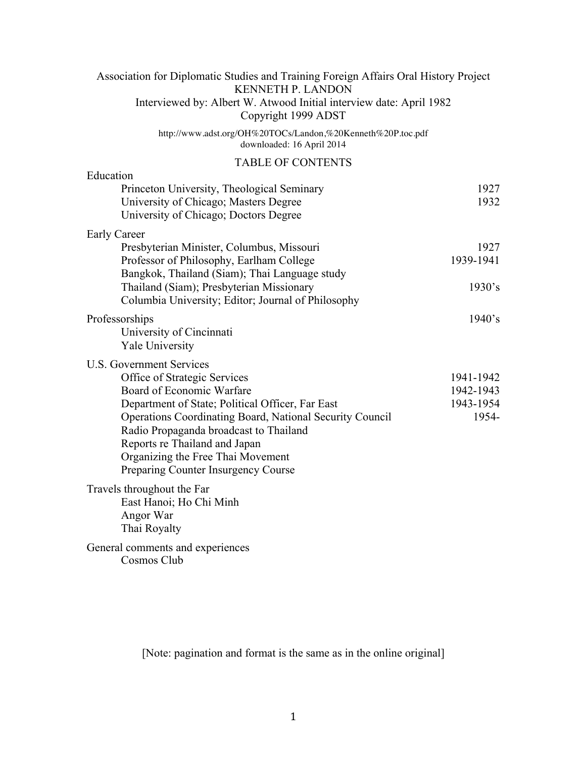Association for Diplomatic Studies and Training Foreign Affairs Oral History Project
KENNETH P. LANDON
Interviewed by: Albert W. Atwood Initial interview date: April 1982
Copyright 1999 ADST

http://www.adst.org/OH%20TOCs/Landon,%20Kenneth%20P.toc.pdf
downloaded: 16 April 2014

## TABLE OF CONTENTS

| | |
|---|---|
| **Education** | |
| Princeton University, Theological Seminary | 1927 |
| University of Chicago; Masters Degree | 1932 |
| University of Chicago; Doctors Degree | |
| **Early Career** | |
| Presbyterian Minister, Columbus, Missouri | 1927 |
| Professor of Philosophy, Earlham College | 1939-1941 |
| Bangkok, Thailand (Siam); Thai Language study | |
| Thailand (Siam); Presbyterian Missionary | 1930's |
| Columbia University; Editor; Journal of Philosophy | |
| **Professorships** | 1940's |
| University of Cincinnati | |
| Yale University | |
| **U.S. Government Services** | |
| Office of Strategic Services | 1941-1942 |
| Board of Economic Warfare | 1942-1943 |
| Department of State; Political Officer, Far East | 1943-1954 |
| Operations Coordinating Board, National Security Council | 1954- |
| Radio Propaganda broadcast to Thailand | |
| Reports re Thailand and Japan | |
| Organizing the Free Thai Movement | |
| Preparing Counter Insurgency Course | |
| **Travels throughout the Far** | |
| East Hanoi; Ho Chi Minh | |
| Angor War | |
| Thai Royalty | |
| **General comments and experiences** | |
| Cosmos Club | |

[Note: pagination and format is the same as in the online original]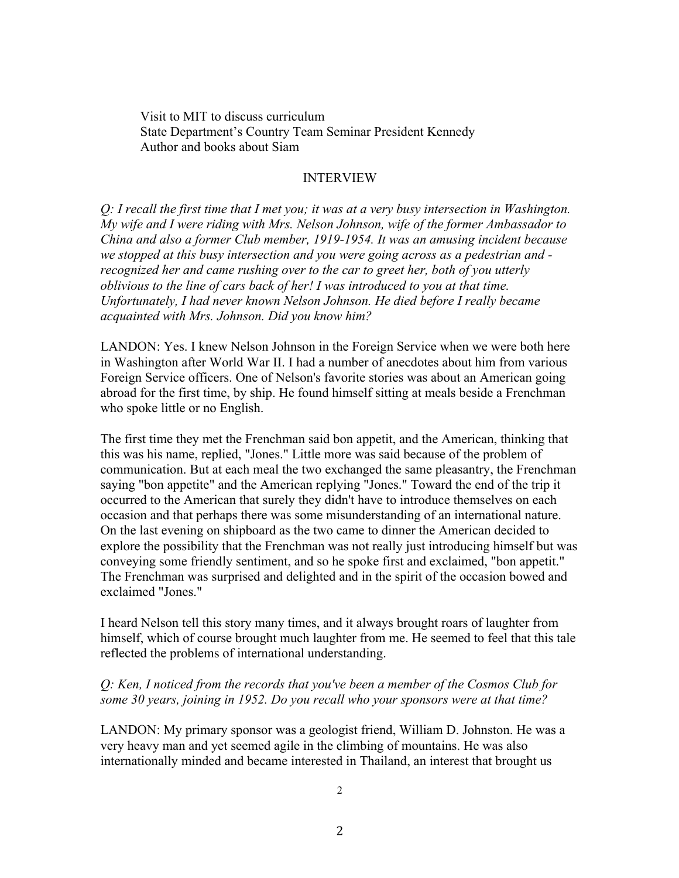Visit to MIT to discuss curriculum
State Department's Country Team Seminar President Kennedy
Author and books about Siam

INTERVIEW

*Q: I recall the first time that I met you; it was at a very busy intersection in Washington. My wife and I were riding with Mrs. Nelson Johnson, wife of the former Ambassador to China and also a former Club member, 1919-1954. It was an amusing incident because we stopped at this busy intersection and you were going across as a pedestrian and - recognized her and came rushing over to the car to greet her, both of you utterly oblivious to the line of cars back of her! I was introduced to you at that time. Unfortunately, I had never known Nelson Johnson. He died before I really became acquainted with Mrs. Johnson. Did you know him?*

LANDON: Yes. I knew Nelson Johnson in the Foreign Service when we were both here in Washington after World War II. I had a number of anecdotes about him from various Foreign Service officers. One of Nelson's favorite stories was about an American going abroad for the first time, by ship. He found himself sitting at meals beside a Frenchman who spoke little or no English.

The first time they met the Frenchman said bon appetit, and the American, thinking that this was his name, replied, "Jones." Little more was said because of the problem of communication. But at each meal the two exchanged the same pleasantry, the Frenchman saying "bon appetite" and the American replying "Jones." Toward the end of the trip it occurred to the American that surely they didn't have to introduce themselves on each occasion and that perhaps there was some misunderstanding of an international nature. On the last evening on shipboard as the two came to dinner the American decided to explore the possibility that the Frenchman was not really just introducing himself but was conveying some friendly sentiment, and so he spoke first and exclaimed, "bon appetit." The Frenchman was surprised and delighted and in the spirit of the occasion bowed and exclaimed "Jones."

I heard Nelson tell this story many times, and it always brought roars of laughter from himself, which of course brought much laughter from me. He seemed to feel that this tale reflected the problems of international understanding.

*Q: Ken, I noticed from the records that you've been a member of the Cosmos Club for some 30 years, joining in 1952. Do you recall who your sponsors were at that time?*

LANDON: My primary sponsor was a geologist friend, William D. Johnston. He was a very heavy man and yet seemed agile in the climbing of mountains. He was also internationally minded and became interested in Thailand, an interest that brought us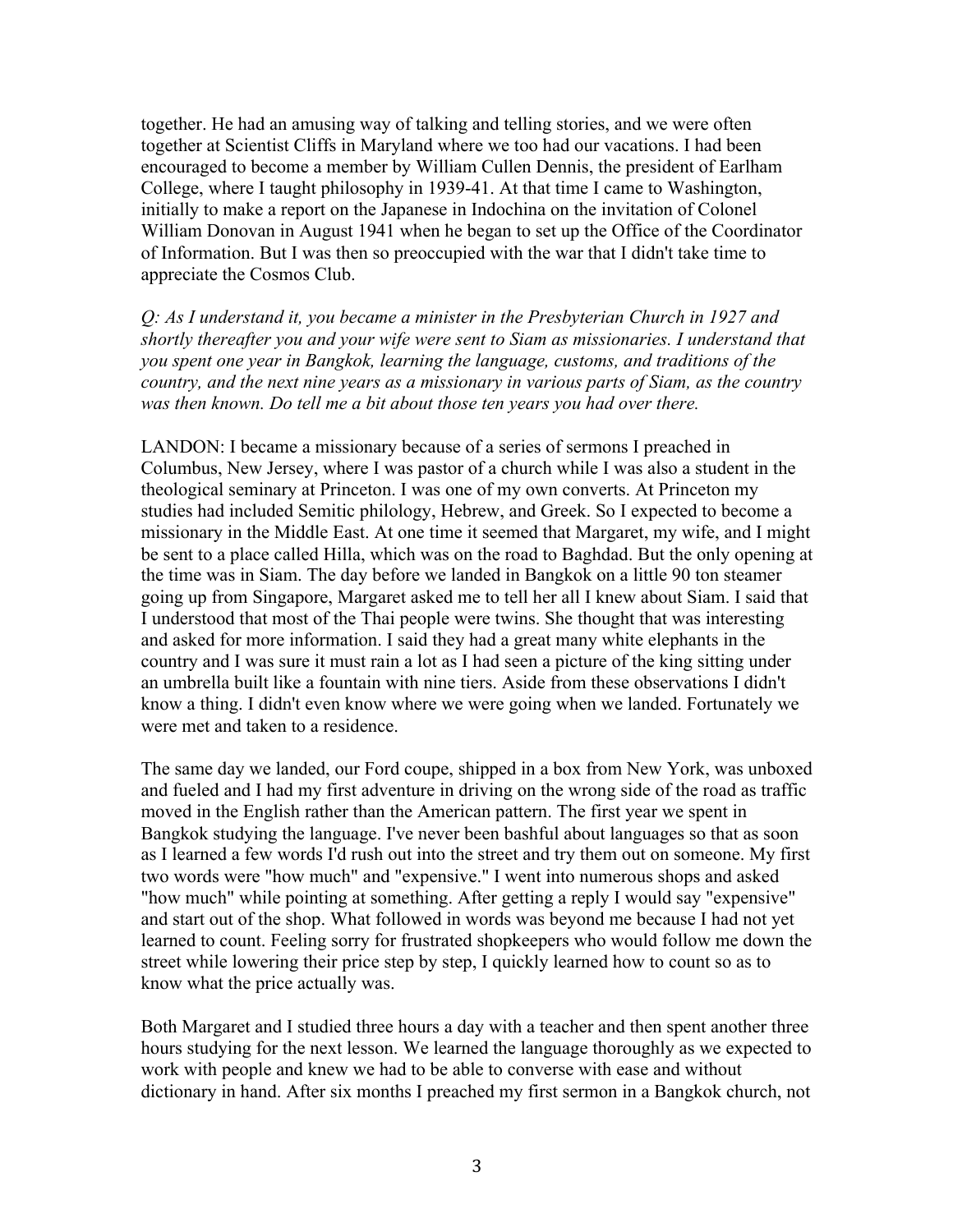together. He had an amusing way of talking and telling stories, and we were often together at Scientist Cliffs in Maryland where we too had our vacations. I had been encouraged to become a member by William Cullen Dennis, the president of Earlham College, where I taught philosophy in 1939-41. At that time I came to Washington, initially to make a report on the Japanese in Indochina on the invitation of Colonel William Donovan in August 1941 when he began to set up the Office of the Coordinator of Information. But I was then so preoccupied with the war that I didn't take time to appreciate the Cosmos Club.

*Q: As I understand it, you became a minister in the Presbyterian Church in 1927 and shortly thereafter you and your wife were sent to Siam as missionaries. I understand that you spent one year in Bangkok, learning the language, customs, and traditions of the country, and the next nine years as a missionary in various parts of Siam, as the country was then known. Do tell me a bit about those ten years you had over there.*

LANDON: I became a missionary because of a series of sermons I preached in Columbus, New Jersey, where I was pastor of a church while I was also a student in the theological seminary at Princeton. I was one of my own converts. At Princeton my studies had included Semitic philology, Hebrew, and Greek. So I expected to become a missionary in the Middle East. At one time it seemed that Margaret, my wife, and I might be sent to a place called Hilla, which was on the road to Baghdad. But the only opening at the time was in Siam. The day before we landed in Bangkok on a little 90 ton steamer going up from Singapore, Margaret asked me to tell her all I knew about Siam. I said that I understood that most of the Thai people were twins. She thought that was interesting and asked for more information. I said they had a great many white elephants in the country and I was sure it must rain a lot as I had seen a picture of the king sitting under an umbrella built like a fountain with nine tiers. Aside from these observations I didn't know a thing. I didn't even know where we were going when we landed. Fortunately we were met and taken to a residence.

The same day we landed, our Ford coupe, shipped in a box from New York, was unboxed and fueled and I had my first adventure in driving on the wrong side of the road as traffic moved in the English rather than the American pattern. The first year we spent in Bangkok studying the language. I've never been bashful about languages so that as soon as I learned a few words I'd rush out into the street and try them out on someone. My first two words were "how much" and "expensive." I went into numerous shops and asked "how much" while pointing at something. After getting a reply I would say "expensive" and start out of the shop. What followed in words was beyond me because I had not yet learned to count. Feeling sorry for frustrated shopkeepers who would follow me down the street while lowering their price step by step, I quickly learned how to count so as to know what the price actually was.

Both Margaret and I studied three hours a day with a teacher and then spent another three hours studying for the next lesson. We learned the language thoroughly as we expected to work with people and knew we had to be able to converse with ease and without dictionary in hand. After six months I preached my first sermon in a Bangkok church, not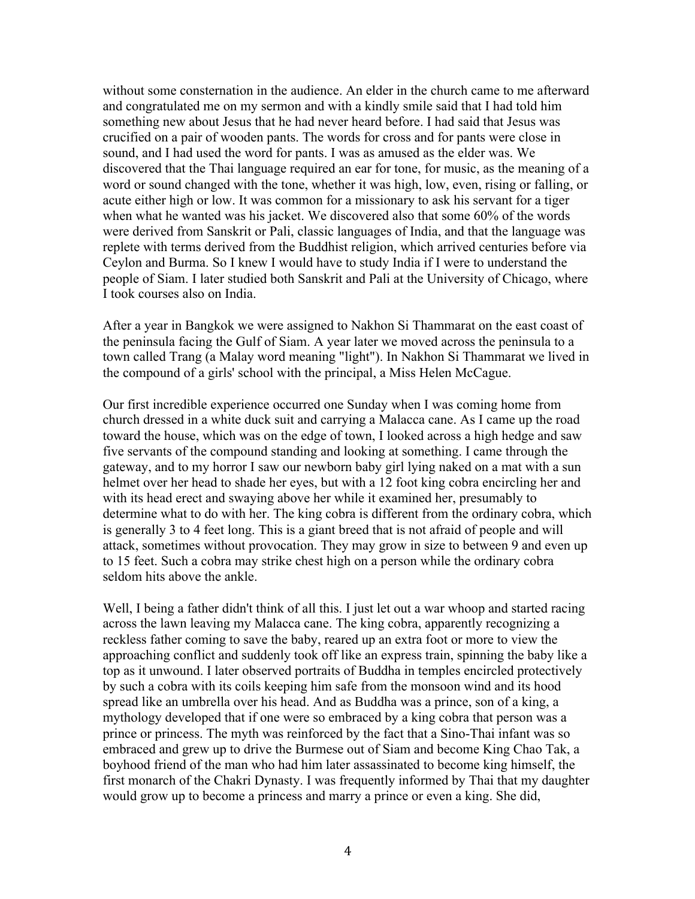without some consternation in the audience. An elder in the church came to me afterward and congratulated me on my sermon and with a kindly smile said that I had told him something new about Jesus that he had never heard before. I had said that Jesus was crucified on a pair of wooden pants. The words for cross and for pants were close in sound, and I had used the word for pants. I was as amused as the elder was. We discovered that the Thai language required an ear for tone, for music, as the meaning of a word or sound changed with the tone, whether it was high, low, even, rising or falling, or acute either high or low. It was common for a missionary to ask his servant for a tiger when what he wanted was his jacket. We discovered also that some 60% of the words were derived from Sanskrit or Pali, classic languages of India, and that the language was replete with terms derived from the Buddhist religion, which arrived centuries before via Ceylon and Burma. So I knew I would have to study India if I were to understand the people of Siam. I later studied both Sanskrit and Pali at the University of Chicago, where I took courses also on India.

After a year in Bangkok we were assigned to Nakhon Si Thammarat on the east coast of the peninsula facing the Gulf of Siam. A year later we moved across the peninsula to a town called Trang (a Malay word meaning "light"). In Nakhon Si Thammarat we lived in the compound of a girls' school with the principal, a Miss Helen McCague.

Our first incredible experience occurred one Sunday when I was coming home from church dressed in a white duck suit and carrying a Malacca cane. As I came up the road toward the house, which was on the edge of town, I looked across a high hedge and saw five servants of the compound standing and looking at something. I came through the gateway, and to my horror I saw our newborn baby girl lying naked on a mat with a sun helmet over her head to shade her eyes, but with a 12 foot king cobra encircling her and with its head erect and swaying above her while it examined her, presumably to determine what to do with her. The king cobra is different from the ordinary cobra, which is generally 3 to 4 feet long. This is a giant breed that is not afraid of people and will attack, sometimes without provocation. They may grow in size to between 9 and even up to 15 feet. Such a cobra may strike chest high on a person while the ordinary cobra seldom hits above the ankle.

Well, I being a father didn't think of all this. I just let out a war whoop and started racing across the lawn leaving my Malacca cane. The king cobra, apparently recognizing a reckless father coming to save the baby, reared up an extra foot or more to view the approaching conflict and suddenly took off like an express train, spinning the baby like a top as it unwound. I later observed portraits of Buddha in temples encircled protectively by such a cobra with its coils keeping him safe from the monsoon wind and its hood spread like an umbrella over his head. And as Buddha was a prince, son of a king, a mythology developed that if one were so embraced by a king cobra that person was a prince or princess. The myth was reinforced by the fact that a Sino-Thai infant was so embraced and grew up to drive the Burmese out of Siam and become King Chao Tak, a boyhood friend of the man who had him later assassinated to become king himself, the first monarch of the Chakri Dynasty. I was frequently informed by Thai that my daughter would grow up to become a princess and marry a prince or even a king. She did,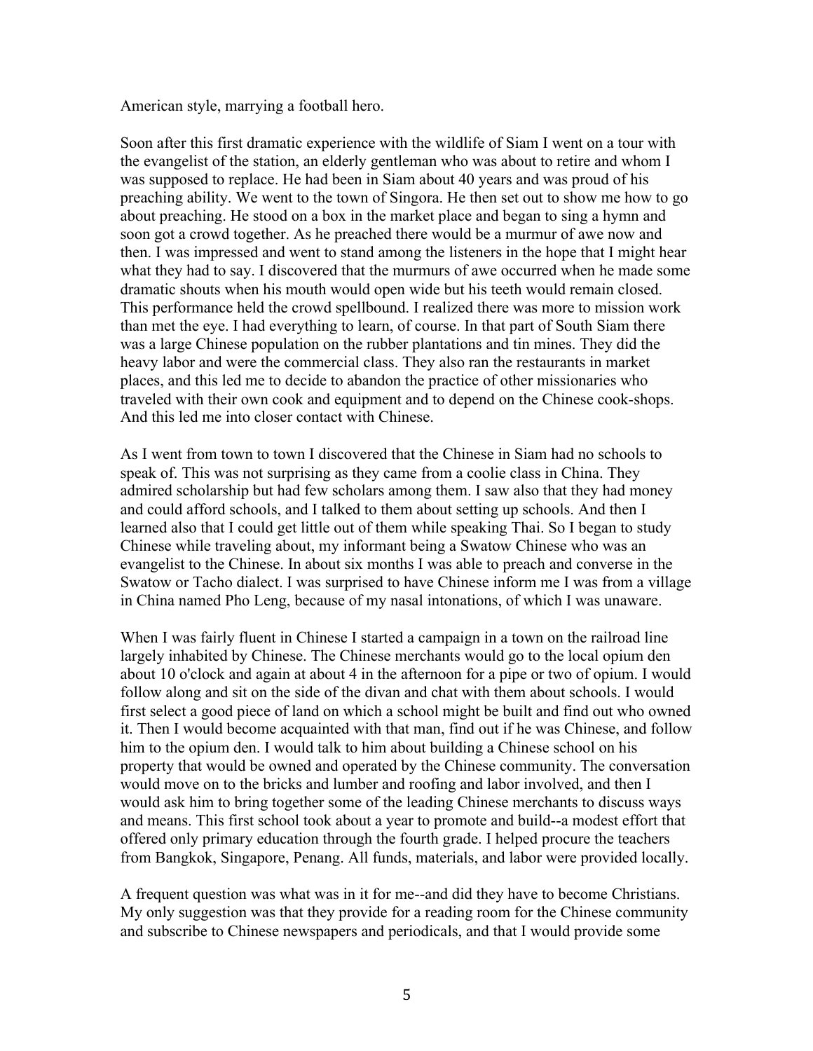American style, marrying a football hero.

Soon after this first dramatic experience with the wildlife of Siam I went on a tour with the evangelist of the station, an elderly gentleman who was about to retire and whom I was supposed to replace. He had been in Siam about 40 years and was proud of his preaching ability. We went to the town of Singora. He then set out to show me how to go about preaching. He stood on a box in the market place and began to sing a hymn and soon got a crowd together. As he preached there would be a murmur of awe now and then. I was impressed and went to stand among the listeners in the hope that I might hear what they had to say. I discovered that the murmurs of awe occurred when he made some dramatic shouts when his mouth would open wide but his teeth would remain closed. This performance held the crowd spellbound. I realized there was more to mission work than met the eye. I had everything to learn, of course. In that part of South Siam there was a large Chinese population on the rubber plantations and tin mines. They did the heavy labor and were the commercial class. They also ran the restaurants in market places, and this led me to decide to abandon the practice of other missionaries who traveled with their own cook and equipment and to depend on the Chinese cook-shops. And this led me into closer contact with Chinese.

As I went from town to town I discovered that the Chinese in Siam had no schools to speak of. This was not surprising as they came from a coolie class in China. They admired scholarship but had few scholars among them. I saw also that they had money and could afford schools, and I talked to them about setting up schools. And then I learned also that I could get little out of them while speaking Thai. So I began to study Chinese while traveling about, my informant being a Swatow Chinese who was an evangelist to the Chinese. In about six months I was able to preach and converse in the Swatow or Tacho dialect. I was surprised to have Chinese inform me I was from a village in China named Pho Leng, because of my nasal intonations, of which I was unaware.

When I was fairly fluent in Chinese I started a campaign in a town on the railroad line largely inhabited by Chinese. The Chinese merchants would go to the local opium den about 10 o'clock and again at about 4 in the afternoon for a pipe or two of opium. I would follow along and sit on the side of the divan and chat with them about schools. I would first select a good piece of land on which a school might be built and find out who owned it. Then I would become acquainted with that man, find out if he was Chinese, and follow him to the opium den. I would talk to him about building a Chinese school on his property that would be owned and operated by the Chinese community. The conversation would move on to the bricks and lumber and roofing and labor involved, and then I would ask him to bring together some of the leading Chinese merchants to discuss ways and means. This first school took about a year to promote and build--a modest effort that offered only primary education through the fourth grade. I helped procure the teachers from Bangkok, Singapore, Penang. All funds, materials, and labor were provided locally.

A frequent question was what was in it for me--and did they have to become Christians. My only suggestion was that they provide for a reading room for the Chinese community and subscribe to Chinese newspapers and periodicals, and that I would provide some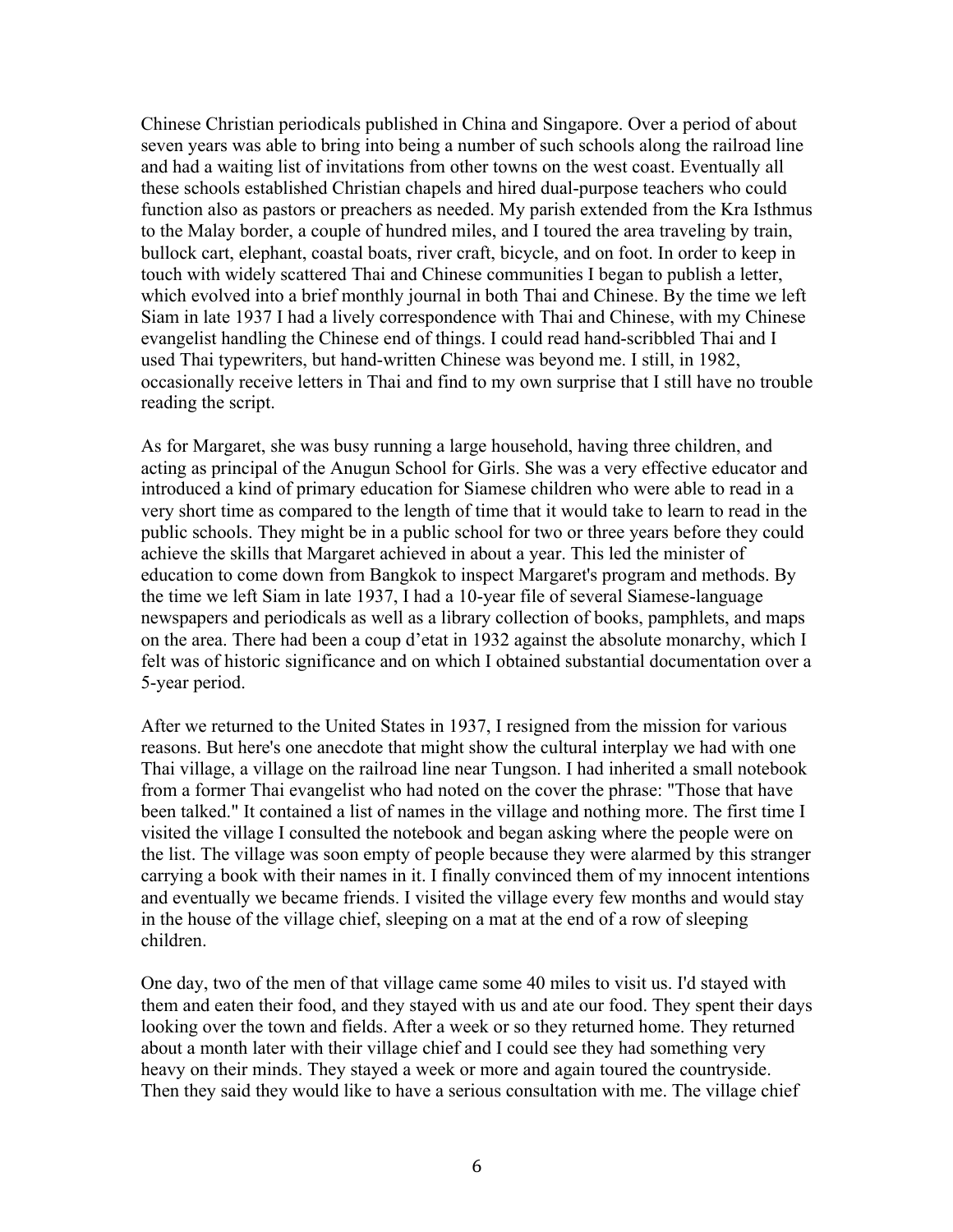Chinese Christian periodicals published in China and Singapore. Over a period of about seven years was able to bring into being a number of such schools along the railroad line and had a waiting list of invitations from other towns on the west coast. Eventually all these schools established Christian chapels and hired dual-purpose teachers who could function also as pastors or preachers as needed. My parish extended from the Kra Isthmus to the Malay border, a couple of hundred miles, and I toured the area traveling by train, bullock cart, elephant, coastal boats, river craft, bicycle, and on foot. In order to keep in touch with widely scattered Thai and Chinese communities I began to publish a letter, which evolved into a brief monthly journal in both Thai and Chinese. By the time we left Siam in late 1937 I had a lively correspondence with Thai and Chinese, with my Chinese evangelist handling the Chinese end of things. I could read hand-scribbled Thai and I used Thai typewriters, but hand-written Chinese was beyond me. I still, in 1982, occasionally receive letters in Thai and find to my own surprise that I still have no trouble reading the script.

As for Margaret, she was busy running a large household, having three children, and acting as principal of the Anugun School for Girls. She was a very effective educator and introduced a kind of primary education for Siamese children who were able to read in a very short time as compared to the length of time that it would take to learn to read in the public schools. They might be in a public school for two or three years before they could achieve the skills that Margaret achieved in about a year. This led the minister of education to come down from Bangkok to inspect Margaret's program and methods. By the time we left Siam in late 1937, I had a 10-year file of several Siamese-language newspapers and periodicals as well as a library collection of books, pamphlets, and maps on the area. There had been a coup d'etat in 1932 against the absolute monarchy, which I felt was of historic significance and on which I obtained substantial documentation over a 5-year period.

After we returned to the United States in 1937, I resigned from the mission for various reasons. But here's one anecdote that might show the cultural interplay we had with one Thai village, a village on the railroad line near Tungson. I had inherited a small notebook from a former Thai evangelist who had noted on the cover the phrase: "Those that have been talked." It contained a list of names in the village and nothing more. The first time I visited the village I consulted the notebook and began asking where the people were on the list. The village was soon empty of people because they were alarmed by this stranger carrying a book with their names in it. I finally convinced them of my innocent intentions and eventually we became friends. I visited the village every few months and would stay in the house of the village chief, sleeping on a mat at the end of a row of sleeping children.

One day, two of the men of that village came some 40 miles to visit us. I'd stayed with them and eaten their food, and they stayed with us and ate our food. They spent their days looking over the town and fields. After a week or so they returned home. They returned about a month later with their village chief and I could see they had something very heavy on their minds. They stayed a week or more and again toured the countryside. Then they said they would like to have a serious consultation with me. The village chief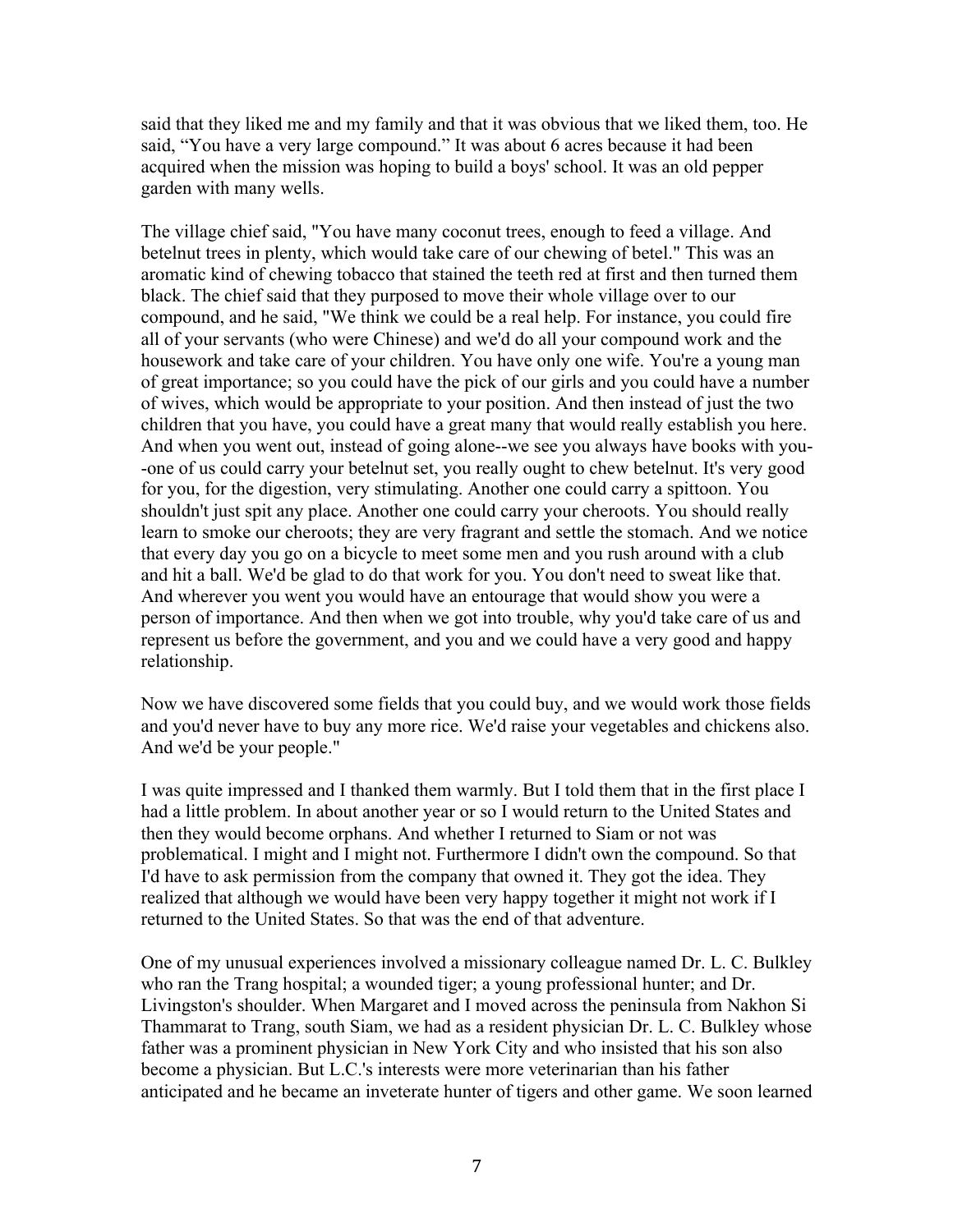said that they liked me and my family and that it was obvious that we liked them, too. He said, "You have a very large compound." It was about 6 acres because it had been acquired when the mission was hoping to build a boys' school. It was an old pepper garden with many wells.

The village chief said, "You have many coconut trees, enough to feed a village. And betelnut trees in plenty, which would take care of our chewing of betel." This was an aromatic kind of chewing tobacco that stained the teeth red at first and then turned them black. The chief said that they purposed to move their whole village over to our compound, and he said, "We think we could be a real help. For instance, you could fire all of your servants (who were Chinese) and we'd do all your compound work and the housework and take care of your children. You have only one wife. You're a young man of great importance; so you could have the pick of our girls and you could have a number of wives, which would be appropriate to your position. And then instead of just the two children that you have, you could have a great many that would really establish you here. And when you went out, instead of going alone--we see you always have books with you--one of us could carry your betelnut set, you really ought to chew betelnut. It's very good for you, for the digestion, very stimulating. Another one could carry a spittoon. You shouldn't just spit any place. Another one could carry your cheroots. You should really learn to smoke our cheroots; they are very fragrant and settle the stomach. And we notice that every day you go on a bicycle to meet some men and you rush around with a club and hit a ball. We'd be glad to do that work for you. You don't need to sweat like that. And wherever you went you would have an entourage that would show you were a person of importance. And then when we got into trouble, why you'd take care of us and represent us before the government, and you and we could have a very good and happy relationship.

Now we have discovered some fields that you could buy, and we would work those fields and you'd never have to buy any more rice. We'd raise your vegetables and chickens also. And we'd be your people."

I was quite impressed and I thanked them warmly. But I told them that in the first place I had a little problem. In about another year or so I would return to the United States and then they would become orphans. And whether I returned to Siam or not was problematical. I might and I might not. Furthermore I didn't own the compound. So that I'd have to ask permission from the company that owned it. They got the idea. They realized that although we would have been very happy together it might not work if I returned to the United States. So that was the end of that adventure.

One of my unusual experiences involved a missionary colleague named Dr. L. C. Bulkley who ran the Trang hospital; a wounded tiger; a young professional hunter; and Dr. Livingston's shoulder. When Margaret and I moved across the peninsula from Nakhon Si Thammarat to Trang, south Siam, we had as a resident physician Dr. L. C. Bulkley whose father was a prominent physician in New York City and who insisted that his son also become a physician. But L.C.'s interests were more veterinarian than his father anticipated and he became an inveterate hunter of tigers and other game. We soon learned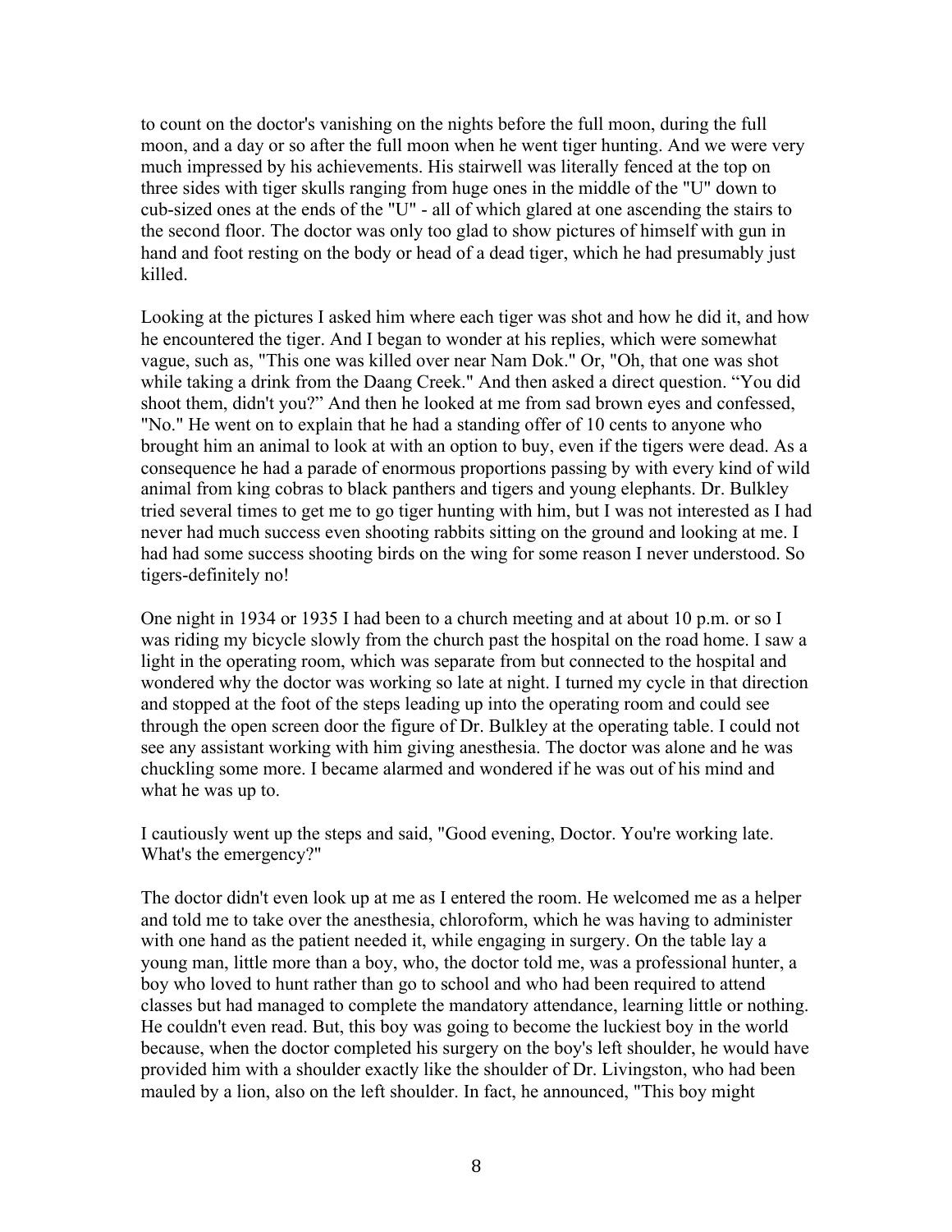to count on the doctor's vanishing on the nights before the full moon, during the full moon, and a day or so after the full moon when he went tiger hunting. And we were very much impressed by his achievements. His stairwell was literally fenced at the top on three sides with tiger skulls ranging from huge ones in the middle of the "U" down to cub-sized ones at the ends of the "U" - all of which glared at one ascending the stairs to the second floor. The doctor was only too glad to show pictures of himself with gun in hand and foot resting on the body or head of a dead tiger, which he had presumably just killed.

Looking at the pictures I asked him where each tiger was shot and how he did it, and how he encountered the tiger. And I began to wonder at his replies, which were somewhat vague, such as, "This one was killed over near Nam Dok." Or, "Oh, that one was shot while taking a drink from the Daang Creek." And then asked a direct question. "You did shoot them, didn't you?" And then he looked at me from sad brown eyes and confessed, "No." He went on to explain that he had a standing offer of 10 cents to anyone who brought him an animal to look at with an option to buy, even if the tigers were dead. As a consequence he had a parade of enormous proportions passing by with every kind of wild animal from king cobras to black panthers and tigers and young elephants. Dr. Bulkley tried several times to get me to go tiger hunting with him, but I was not interested as I had never had much success even shooting rabbits sitting on the ground and looking at me. I had had some success shooting birds on the wing for some reason I never understood. So tigers-definitely no!

One night in 1934 or 1935 I had been to a church meeting and at about 10 p.m. or so I was riding my bicycle slowly from the church past the hospital on the road home. I saw a light in the operating room, which was separate from but connected to the hospital and wondered why the doctor was working so late at night. I turned my cycle in that direction and stopped at the foot of the steps leading up into the operating room and could see through the open screen door the figure of Dr. Bulkley at the operating table. I could not see any assistant working with him giving anesthesia. The doctor was alone and he was chuckling some more. I became alarmed and wondered if he was out of his mind and what he was up to.

I cautiously went up the steps and said, "Good evening, Doctor. You're working late. What's the emergency?"

The doctor didn't even look up at me as I entered the room. He welcomed me as a helper and told me to take over the anesthesia, chloroform, which he was having to administer with one hand as the patient needed it, while engaging in surgery. On the table lay a young man, little more than a boy, who, the doctor told me, was a professional hunter, a boy who loved to hunt rather than go to school and who had been required to attend classes but had managed to complete the mandatory attendance, learning little or nothing. He couldn't even read. But, this boy was going to become the luckiest boy in the world because, when the doctor completed his surgery on the boy's left shoulder, he would have provided him with a shoulder exactly like the shoulder of Dr. Livingston, who had been mauled by a lion, also on the left shoulder. In fact, he announced, "This boy might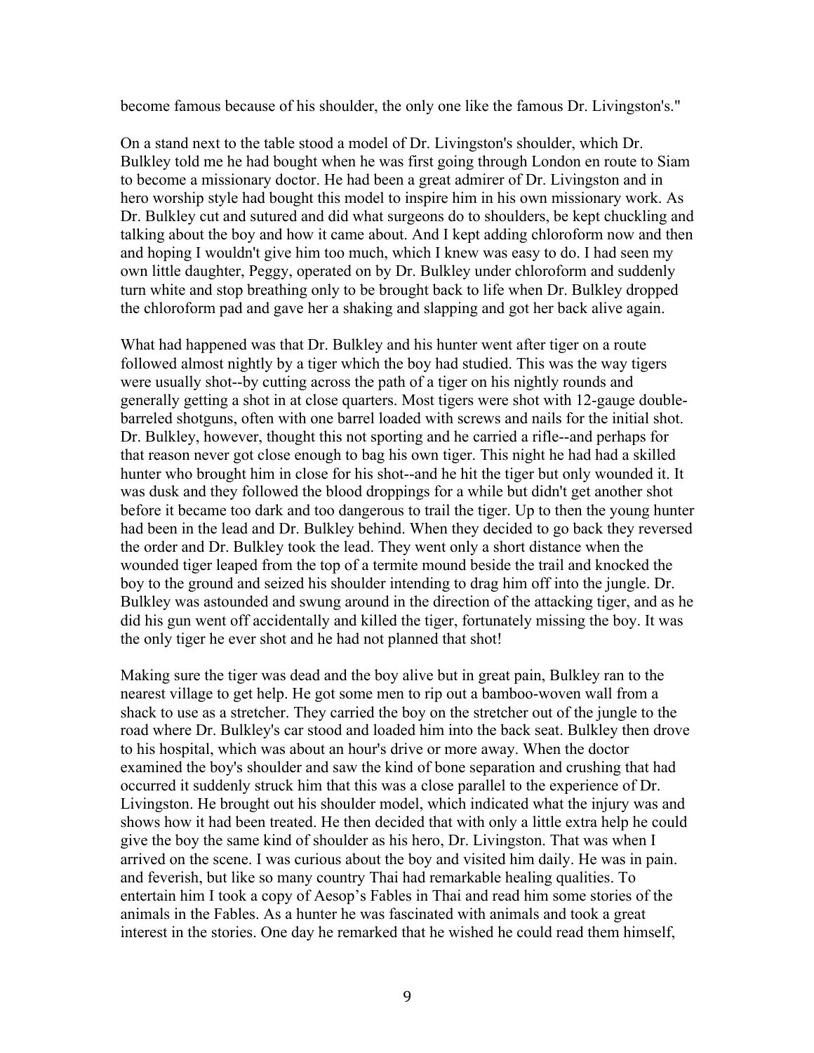become famous because of his shoulder, the only one like the famous Dr. Livingston's."

On a stand next to the table stood a model of Dr. Livingston's shoulder, which Dr. Bulkley told me he had bought when he was first going through London en route to Siam to become a missionary doctor. He had been a great admirer of Dr. Livingston and in hero worship style had bought this model to inspire him in his own missionary work. As Dr. Bulkley cut and sutured and did what surgeons do to shoulders, be kept chuckling and talking about the boy and how it came about. And I kept adding chloroform now and then and hoping I wouldn't give him too much, which I knew was easy to do. I had seen my own little daughter, Peggy, operated on by Dr. Bulkley under chloroform and suddenly turn white and stop breathing only to be brought back to life when Dr. Bulkley dropped the chloroform pad and gave her a shaking and slapping and got her back alive again.

What had happened was that Dr. Bulkley and his hunter went after tiger on a route followed almost nightly by a tiger which the boy had studied. This was the way tigers were usually shot--by cutting across the path of a tiger on his nightly rounds and generally getting a shot in at close quarters. Most tigers were shot with 12-gauge double-barreled shotguns, often with one barrel loaded with screws and nails for the initial shot. Dr. Bulkley, however, thought this not sporting and he carried a rifle--and perhaps for that reason never got close enough to bag his own tiger. This night he had had a skilled hunter who brought him in close for his shot--and he hit the tiger but only wounded it. It was dusk and they followed the blood droppings for a while but didn't get another shot before it became too dark and too dangerous to trail the tiger. Up to then the young hunter had been in the lead and Dr. Bulkley behind. When they decided to go back they reversed the order and Dr. Bulkley took the lead. They went only a short distance when the wounded tiger leaped from the top of a termite mound beside the trail and knocked the boy to the ground and seized his shoulder intending to drag him off into the jungle. Dr. Bulkley was astounded and swung around in the direction of the attacking tiger, and as he did his gun went off accidentally and killed the tiger, fortunately missing the boy. It was the only tiger he ever shot and he had not planned that shot!

Making sure the tiger was dead and the boy alive but in great pain, Bulkley ran to the nearest village to get help. He got some men to rip out a bamboo-woven wall from a shack to use as a stretcher. They carried the boy on the stretcher out of the jungle to the road where Dr. Bulkley's car stood and loaded him into the back seat. Bulkley then drove to his hospital, which was about an hour's drive or more away. When the doctor examined the boy's shoulder and saw the kind of bone separation and crushing that had occurred it suddenly struck him that this was a close parallel to the experience of Dr. Livingston. He brought out his shoulder model, which indicated what the injury was and shows how it had been treated. He then decided that with only a little extra help he could give the boy the same kind of shoulder as his hero, Dr. Livingston. That was when I arrived on the scene. I was curious about the boy and visited him daily. He was in pain. and feverish, but like so many country Thai had remarkable healing qualities. To entertain him I took a copy of Aesop's Fables in Thai and read him some stories of the animals in the Fables. As a hunter he was fascinated with animals and took a great interest in the stories. One day he remarked that he wished he could read them himself,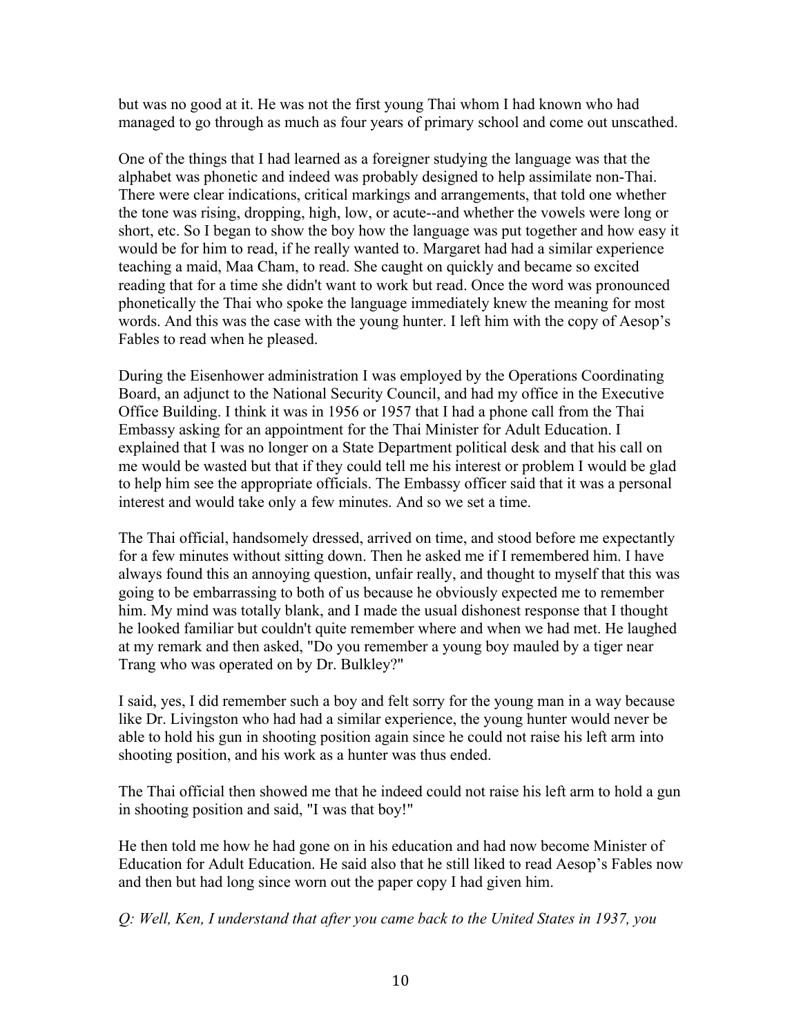but was no good at it. He was not the first young Thai whom I had known who had managed to go through as much as four years of primary school and come out unscathed.

One of the things that I had learned as a foreigner studying the language was that the alphabet was phonetic and indeed was probably designed to help assimilate non-Thai. There were clear indications, critical markings and arrangements, that told one whether the tone was rising, dropping, high, low, or acute--and whether the vowels were long or short, etc. So I began to show the boy how the language was put together and how easy it would be for him to read, if he really wanted to. Margaret had had a similar experience teaching a maid, Maa Cham, to read. She caught on quickly and became so excited reading that for a time she didn't want to work but read. Once the word was pronounced phonetically the Thai who spoke the language immediately knew the meaning for most words. And this was the case with the young hunter. I left him with the copy of Aesop's Fables to read when he pleased.

During the Eisenhower administration I was employed by the Operations Coordinating Board, an adjunct to the National Security Council, and had my office in the Executive Office Building. I think it was in 1956 or 1957 that I had a phone call from the Thai Embassy asking for an appointment for the Thai Minister for Adult Education. I explained that I was no longer on a State Department political desk and that his call on me would be wasted but that if they could tell me his interest or problem I would be glad to help him see the appropriate officials. The Embassy officer said that it was a personal interest and would take only a few minutes. And so we set a time.

The Thai official, handsomely dressed, arrived on time, and stood before me expectantly for a few minutes without sitting down. Then he asked me if I remembered him. I have always found this an annoying question, unfair really, and thought to myself that this was going to be embarrassing to both of us because he obviously expected me to remember him. My mind was totally blank, and I made the usual dishonest response that I thought he looked familiar but couldn't quite remember where and when we had met. He laughed at my remark and then asked, "Do you remember a young boy mauled by a tiger near Trang who was operated on by Dr. Bulkley?"

I said, yes, I did remember such a boy and felt sorry for the young man in a way because like Dr. Livingston who had had a similar experience, the young hunter would never be able to hold his gun in shooting position again since he could not raise his left arm into shooting position, and his work as a hunter was thus ended.

The Thai official then showed me that he indeed could not raise his left arm to hold a gun in shooting position and said, "I was that boy!"

He then told me how he had gone on in his education and had now become Minister of Education for Adult Education. He said also that he still liked to read Aesop's Fables now and then but had long since worn out the paper copy I had given him.

*Q: Well, Ken, I understand that after you came back to the United States in 1937, you*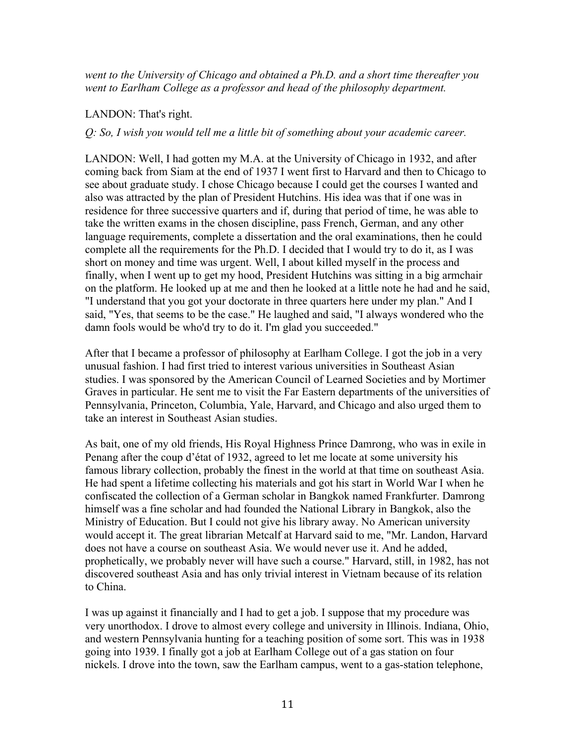*went to the University of Chicago and obtained a Ph.D. and a short time thereafter you went to Earlham College as a professor and head of the philosophy department.*

LANDON: That's right.

*Q: So, I wish you would tell me a little bit of something about your academic career.*

LANDON: Well, I had gotten my M.A. at the University of Chicago in 1932, and after coming back from Siam at the end of 1937 I went first to Harvard and then to Chicago to see about graduate study. I chose Chicago because I could get the courses I wanted and also was attracted by the plan of President Hutchins. His idea was that if one was in residence for three successive quarters and if, during that period of time, he was able to take the written exams in the chosen discipline, pass French, German, and any other language requirements, complete a dissertation and the oral examinations, then he could complete all the requirements for the Ph.D. I decided that I would try to do it, as I was short on money and time was urgent. Well, I about killed myself in the process and finally, when I went up to get my hood, President Hutchins was sitting in a big armchair on the platform. He looked up at me and then he looked at a little note he had and he said, "I understand that you got your doctorate in three quarters here under my plan." And I said, "Yes, that seems to be the case." He laughed and said, "I always wondered who the damn fools would be who'd try to do it. I'm glad you succeeded."

After that I became a professor of philosophy at Earlham College. I got the job in a very unusual fashion. I had first tried to interest various universities in Southeast Asian studies. I was sponsored by the American Council of Learned Societies and by Mortimer Graves in particular. He sent me to visit the Far Eastern departments of the universities of Pennsylvania, Princeton, Columbia, Yale, Harvard, and Chicago and also urged them to take an interest in Southeast Asian studies.

As bait, one of my old friends, His Royal Highness Prince Damrong, who was in exile in Penang after the coup d'état of 1932, agreed to let me locate at some university his famous library collection, probably the finest in the world at that time on southeast Asia. He had spent a lifetime collecting his materials and got his start in World War I when he confiscated the collection of a German scholar in Bangkok named Frankfurter. Damrong himself was a fine scholar and had founded the National Library in Bangkok, also the Ministry of Education. But I could not give his library away. No American university would accept it. The great librarian Metcalf at Harvard said to me, "Mr. Landon, Harvard does not have a course on southeast Asia. We would never use it. And he added, prophetically, we probably never will have such a course." Harvard, still, in 1982, has not discovered southeast Asia and has only trivial interest in Vietnam because of its relation to China.

I was up against it financially and I had to get a job. I suppose that my procedure was very unorthodox. I drove to almost every college and university in Illinois. Indiana, Ohio, and western Pennsylvania hunting for a teaching position of some sort. This was in 1938 going into 1939. I finally got a job at Earlham College out of a gas station on four nickels. I drove into the town, saw the Earlham campus, went to a gas-station telephone,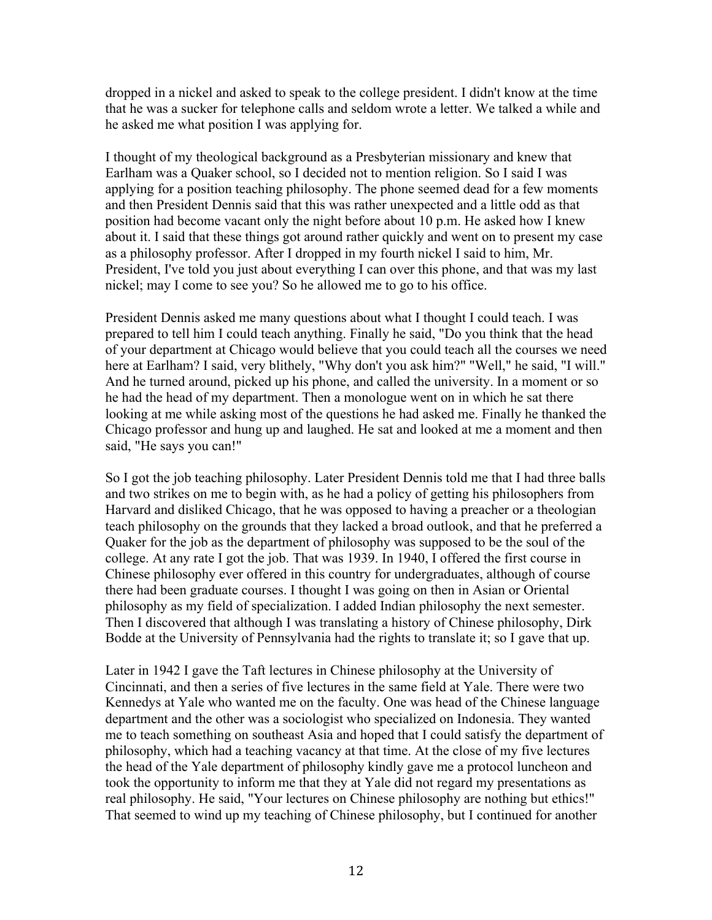dropped in a nickel and asked to speak to the college president. I didn't know at the time that he was a sucker for telephone calls and seldom wrote a letter. We talked a while and he asked me what position I was applying for.

I thought of my theological background as a Presbyterian missionary and knew that Earlham was a Quaker school, so I decided not to mention religion. So I said I was applying for a position teaching philosophy. The phone seemed dead for a few moments and then President Dennis said that this was rather unexpected and a little odd as that position had become vacant only the night before about 10 p.m. He asked how I knew about it. I said that these things got around rather quickly and went on to present my case as a philosophy professor. After I dropped in my fourth nickel I said to him, Mr. President, I've told you just about everything I can over this phone, and that was my last nickel; may I come to see you? So he allowed me to go to his office.

President Dennis asked me many questions about what I thought I could teach. I was prepared to tell him I could teach anything. Finally he said, "Do you think that the head of your department at Chicago would believe that you could teach all the courses we need here at Earlham? I said, very blithely, "Why don't you ask him?" "Well," he said, "I will." And he turned around, picked up his phone, and called the university. In a moment or so he had the head of my department. Then a monologue went on in which he sat there looking at me while asking most of the questions he had asked me. Finally he thanked the Chicago professor and hung up and laughed. He sat and looked at me a moment and then said, "He says you can!"

So I got the job teaching philosophy. Later President Dennis told me that I had three balls and two strikes on me to begin with, as he had a policy of getting his philosophers from Harvard and disliked Chicago, that he was opposed to having a preacher or a theologian teach philosophy on the grounds that they lacked a broad outlook, and that he preferred a Quaker for the job as the department of philosophy was supposed to be the soul of the college. At any rate I got the job. That was 1939. In 1940, I offered the first course in Chinese philosophy ever offered in this country for undergraduates, although of course there had been graduate courses. I thought I was going on then in Asian or Oriental philosophy as my field of specialization. I added Indian philosophy the next semester. Then I discovered that although I was translating a history of Chinese philosophy, Dirk Bodde at the University of Pennsylvania had the rights to translate it; so I gave that up.

Later in 1942 I gave the Taft lectures in Chinese philosophy at the University of Cincinnati, and then a series of five lectures in the same field at Yale. There were two Kennedys at Yale who wanted me on the faculty. One was head of the Chinese language department and the other was a sociologist who specialized on Indonesia. They wanted me to teach something on southeast Asia and hoped that I could satisfy the department of philosophy, which had a teaching vacancy at that time. At the close of my five lectures the head of the Yale department of philosophy kindly gave me a protocol luncheon and took the opportunity to inform me that they at Yale did not regard my presentations as real philosophy. He said, "Your lectures on Chinese philosophy are nothing but ethics!" That seemed to wind up my teaching of Chinese philosophy, but I continued for another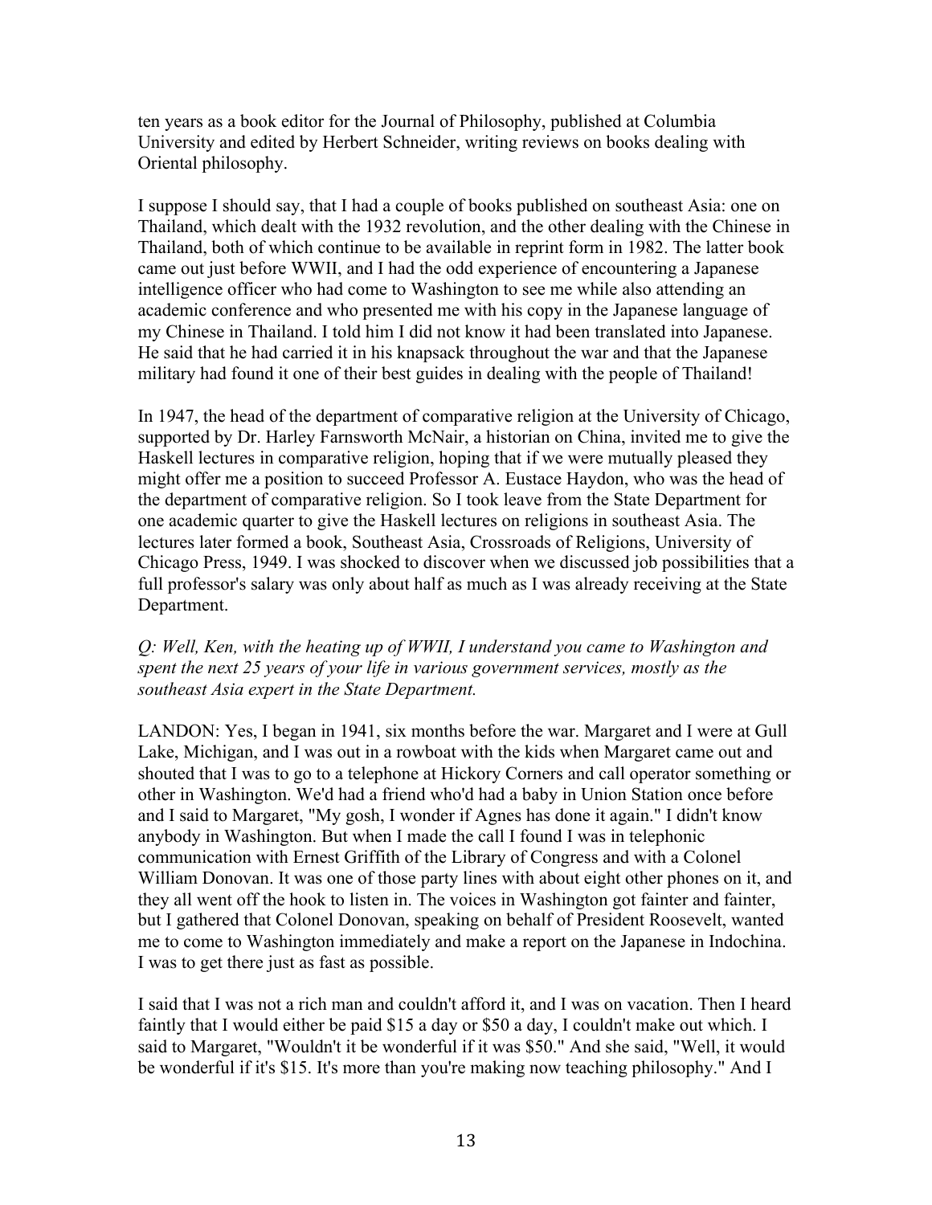ten years as a book editor for the Journal of Philosophy, published at Columbia University and edited by Herbert Schneider, writing reviews on books dealing with Oriental philosophy.

I suppose I should say, that I had a couple of books published on southeast Asia: one on Thailand, which dealt with the 1932 revolution, and the other dealing with the Chinese in Thailand, both of which continue to be available in reprint form in 1982. The latter book came out just before WWII, and I had the odd experience of encountering a Japanese intelligence officer who had come to Washington to see me while also attending an academic conference and who presented me with his copy in the Japanese language of my Chinese in Thailand. I told him I did not know it had been translated into Japanese. He said that he had carried it in his knapsack throughout the war and that the Japanese military had found it one of their best guides in dealing with the people of Thailand!

In 1947, the head of the department of comparative religion at the University of Chicago, supported by Dr. Harley Farnsworth McNair, a historian on China, invited me to give the Haskell lectures in comparative religion, hoping that if we were mutually pleased they might offer me a position to succeed Professor A. Eustace Haydon, who was the head of the department of comparative religion. So I took leave from the State Department for one academic quarter to give the Haskell lectures on religions in southeast Asia. The lectures later formed a book, Southeast Asia, Crossroads of Religions, University of Chicago Press, 1949. I was shocked to discover when we discussed job possibilities that a full professor's salary was only about half as much as I was already receiving at the State Department.

*Q: Well, Ken, with the heating up of WWII, I understand you came to Washington and spent the next 25 years of your life in various government services, mostly as the southeast Asia expert in the State Department.*

LANDON: Yes, I began in 1941, six months before the war. Margaret and I were at Gull Lake, Michigan, and I was out in a rowboat with the kids when Margaret came out and shouted that I was to go to a telephone at Hickory Corners and call operator something or other in Washington. We'd had a friend who'd had a baby in Union Station once before and I said to Margaret, "My gosh, I wonder if Agnes has done it again." I didn't know anybody in Washington. But when I made the call I found I was in telephonic communication with Ernest Griffith of the Library of Congress and with a Colonel William Donovan. It was one of those party lines with about eight other phones on it, and they all went off the hook to listen in. The voices in Washington got fainter and fainter, but I gathered that Colonel Donovan, speaking on behalf of President Roosevelt, wanted me to come to Washington immediately and make a report on the Japanese in Indochina. I was to get there just as fast as possible.

I said that I was not a rich man and couldn't afford it, and I was on vacation. Then I heard faintly that I would either be paid $15 a day or $50 a day, I couldn't make out which. I said to Margaret, "Wouldn't it be wonderful if it was $50." And she said, "Well, it would be wonderful if it's $15. It's more than you're making now teaching philosophy." And I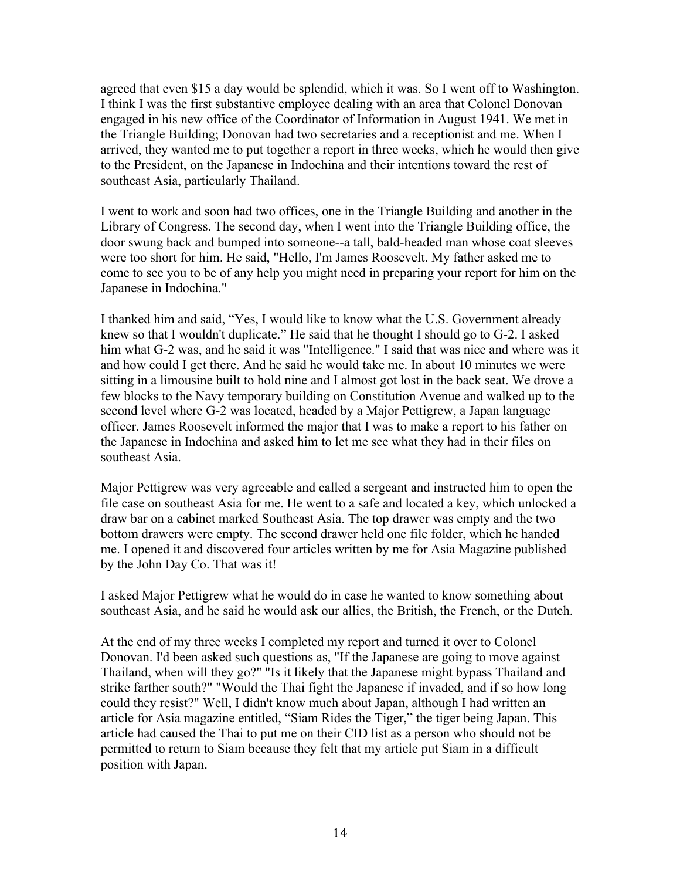agreed that even $15 a day would be splendid, which it was. So I went off to Washington. I think I was the first substantive employee dealing with an area that Colonel Donovan engaged in his new office of the Coordinator of Information in August 1941. We met in the Triangle Building; Donovan had two secretaries and a receptionist and me. When I arrived, they wanted me to put together a report in three weeks, which he would then give to the President, on the Japanese in Indochina and their intentions toward the rest of southeast Asia, particularly Thailand.

I went to work and soon had two offices, one in the Triangle Building and another in the Library of Congress. The second day, when I went into the Triangle Building office, the door swung back and bumped into someone--a tall, bald-headed man whose coat sleeves were too short for him. He said, "Hello, I'm James Roosevelt. My father asked me to come to see you to be of any help you might need in preparing your report for him on the Japanese in Indochina."

I thanked him and said, "Yes, I would like to know what the U.S. Government already knew so that I wouldn't duplicate." He said that he thought I should go to G-2. I asked him what G-2 was, and he said it was "Intelligence." I said that was nice and where was it and how could I get there. And he said he would take me. In about 10 minutes we were sitting in a limousine built to hold nine and I almost got lost in the back seat. We drove a few blocks to the Navy temporary building on Constitution Avenue and walked up to the second level where G-2 was located, headed by a Major Pettigrew, a Japan language officer. James Roosevelt informed the major that I was to make a report to his father on the Japanese in Indochina and asked him to let me see what they had in their files on southeast Asia.

Major Pettigrew was very agreeable and called a sergeant and instructed him to open the file case on southeast Asia for me. He went to a safe and located a key, which unlocked a draw bar on a cabinet marked Southeast Asia. The top drawer was empty and the two bottom drawers were empty. The second drawer held one file folder, which he handed me. I opened it and discovered four articles written by me for Asia Magazine published by the John Day Co. That was it!

I asked Major Pettigrew what he would do in case he wanted to know something about southeast Asia, and he said he would ask our allies, the British, the French, or the Dutch.

At the end of my three weeks I completed my report and turned it over to Colonel Donovan. I'd been asked such questions as, "If the Japanese are going to move against Thailand, when will they go?" "Is it likely that the Japanese might bypass Thailand and strike farther south?" "Would the Thai fight the Japanese if invaded, and if so how long could they resist?" Well, I didn't know much about Japan, although I had written an article for Asia magazine entitled, "Siam Rides the Tiger," the tiger being Japan. This article had caused the Thai to put me on their CID list as a person who should not be permitted to return to Siam because they felt that my article put Siam in a difficult position with Japan.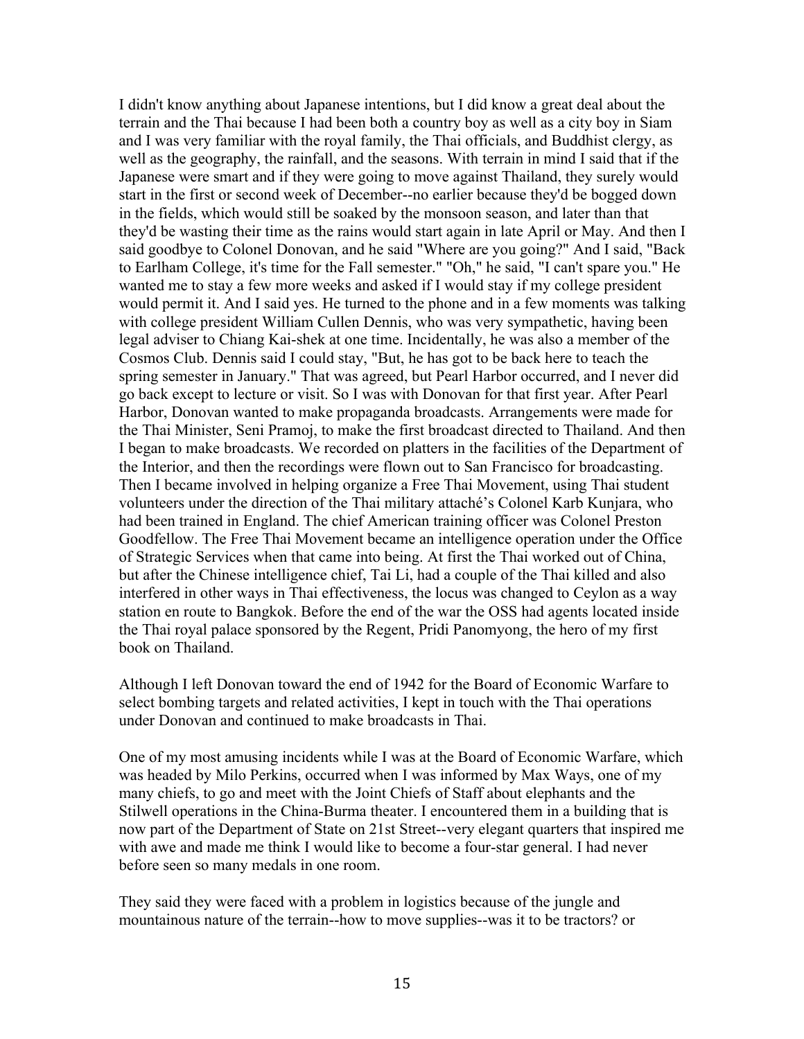I didn't know anything about Japanese intentions, but I did know a great deal about the terrain and the Thai because I had been both a country boy as well as a city boy in Siam and I was very familiar with the royal family, the Thai officials, and Buddhist clergy, as well as the geography, the rainfall, and the seasons. With terrain in mind I said that if the Japanese were smart and if they were going to move against Thailand, they surely would start in the first or second week of December--no earlier because they'd be bogged down in the fields, which would still be soaked by the monsoon season, and later than that they'd be wasting their time as the rains would start again in late April or May. And then I said goodbye to Colonel Donovan, and he said "Where are you going?" And I said, "Back to Earlham College, it's time for the Fall semester." "Oh," he said, "I can't spare you." He wanted me to stay a few more weeks and asked if I would stay if my college president would permit it. And I said yes. He turned to the phone and in a few moments was talking with college president William Cullen Dennis, who was very sympathetic, having been legal adviser to Chiang Kai-shek at one time. Incidentally, he was also a member of the Cosmos Club. Dennis said I could stay, "But, he has got to be back here to teach the spring semester in January." That was agreed, but Pearl Harbor occurred, and I never did go back except to lecture or visit. So I was with Donovan for that first year. After Pearl Harbor, Donovan wanted to make propaganda broadcasts. Arrangements were made for the Thai Minister, Seni Pramoj, to make the first broadcast directed to Thailand. And then I began to make broadcasts. We recorded on platters in the facilities of the Department of the Interior, and then the recordings were flown out to San Francisco for broadcasting. Then I became involved in helping organize a Free Thai Movement, using Thai student volunteers under the direction of the Thai military attaché's Colonel Karb Kunjara, who had been trained in England. The chief American training officer was Colonel Preston Goodfellow. The Free Thai Movement became an intelligence operation under the Office of Strategic Services when that came into being. At first the Thai worked out of China, but after the Chinese intelligence chief, Tai Li, had a couple of the Thai killed and also interfered in other ways in Thai effectiveness, the locus was changed to Ceylon as a way station en route to Bangkok. Before the end of the war the OSS had agents located inside the Thai royal palace sponsored by the Regent, Pridi Panomyong, the hero of my first book on Thailand.

Although I left Donovan toward the end of 1942 for the Board of Economic Warfare to select bombing targets and related activities, I kept in touch with the Thai operations under Donovan and continued to make broadcasts in Thai.

One of my most amusing incidents while I was at the Board of Economic Warfare, which was headed by Milo Perkins, occurred when I was informed by Max Ways, one of my many chiefs, to go and meet with the Joint Chiefs of Staff about elephants and the Stilwell operations in the China-Burma theater. I encountered them in a building that is now part of the Department of State on 21st Street--very elegant quarters that inspired me with awe and made me think I would like to become a four-star general. I had never before seen so many medals in one room.

They said they were faced with a problem in logistics because of the jungle and mountainous nature of the terrain--how to move supplies--was it to be tractors? or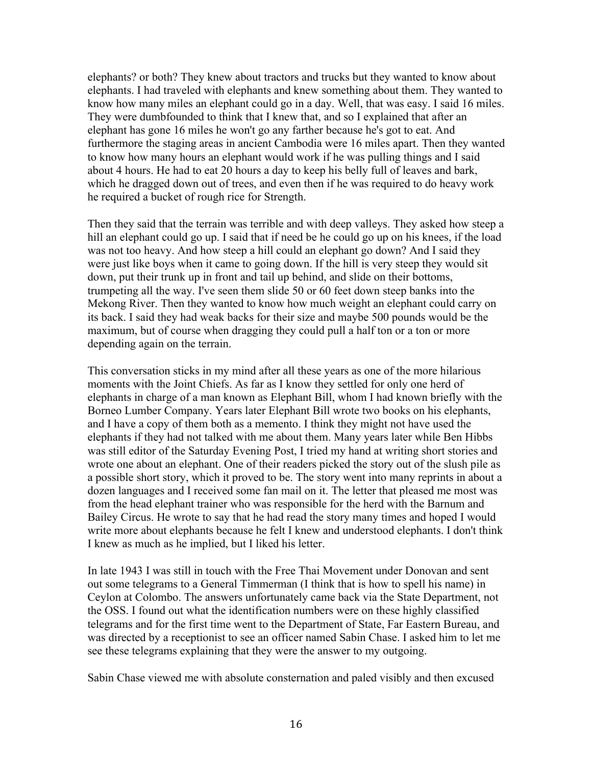elephants? or both? They knew about tractors and trucks but they wanted to know about elephants. I had traveled with elephants and knew something about them. They wanted to know how many miles an elephant could go in a day. Well, that was easy. I said 16 miles. They were dumbfounded to think that I knew that, and so I explained that after an elephant has gone 16 miles he won't go any farther because he's got to eat. And furthermore the staging areas in ancient Cambodia were 16 miles apart. Then they wanted to know how many hours an elephant would work if he was pulling things and I said about 4 hours. He had to eat 20 hours a day to keep his belly full of leaves and bark, which he dragged down out of trees, and even then if he was required to do heavy work he required a bucket of rough rice for Strength.

Then they said that the terrain was terrible and with deep valleys. They asked how steep a hill an elephant could go up. I said that if need be he could go up on his knees, if the load was not too heavy. And how steep a hill could an elephant go down? And I said they were just like boys when it came to going down. If the hill is very steep they would sit down, put their trunk up in front and tail up behind, and slide on their bottoms, trumpeting all the way. I've seen them slide 50 or 60 feet down steep banks into the Mekong River. Then they wanted to know how much weight an elephant could carry on its back. I said they had weak backs for their size and maybe 500 pounds would be the maximum, but of course when dragging they could pull a half ton or a ton or more depending again on the terrain.

This conversation sticks in my mind after all these years as one of the more hilarious moments with the Joint Chiefs. As far as I know they settled for only one herd of elephants in charge of a man known as Elephant Bill, whom I had known briefly with the Borneo Lumber Company. Years later Elephant Bill wrote two books on his elephants, and I have a copy of them both as a memento. I think they might not have used the elephants if they had not talked with me about them. Many years later while Ben Hibbs was still editor of the Saturday Evening Post, I tried my hand at writing short stories and wrote one about an elephant. One of their readers picked the story out of the slush pile as a possible short story, which it proved to be. The story went into many reprints in about a dozen languages and I received some fan mail on it. The letter that pleased me most was from the head elephant trainer who was responsible for the herd with the Barnum and Bailey Circus. He wrote to say that he had read the story many times and hoped I would write more about elephants because he felt I knew and understood elephants. I don't think I knew as much as he implied, but I liked his letter.

In late 1943 I was still in touch with the Free Thai Movement under Donovan and sent out some telegrams to a General Timmerman (I think that is how to spell his name) in Ceylon at Colombo. The answers unfortunately came back via the State Department, not the OSS. I found out what the identification numbers were on these highly classified telegrams and for the first time went to the Department of State, Far Eastern Bureau, and was directed by a receptionist to see an officer named Sabin Chase. I asked him to let me see these telegrams explaining that they were the answer to my outgoing.

Sabin Chase viewed me with absolute consternation and paled visibly and then excused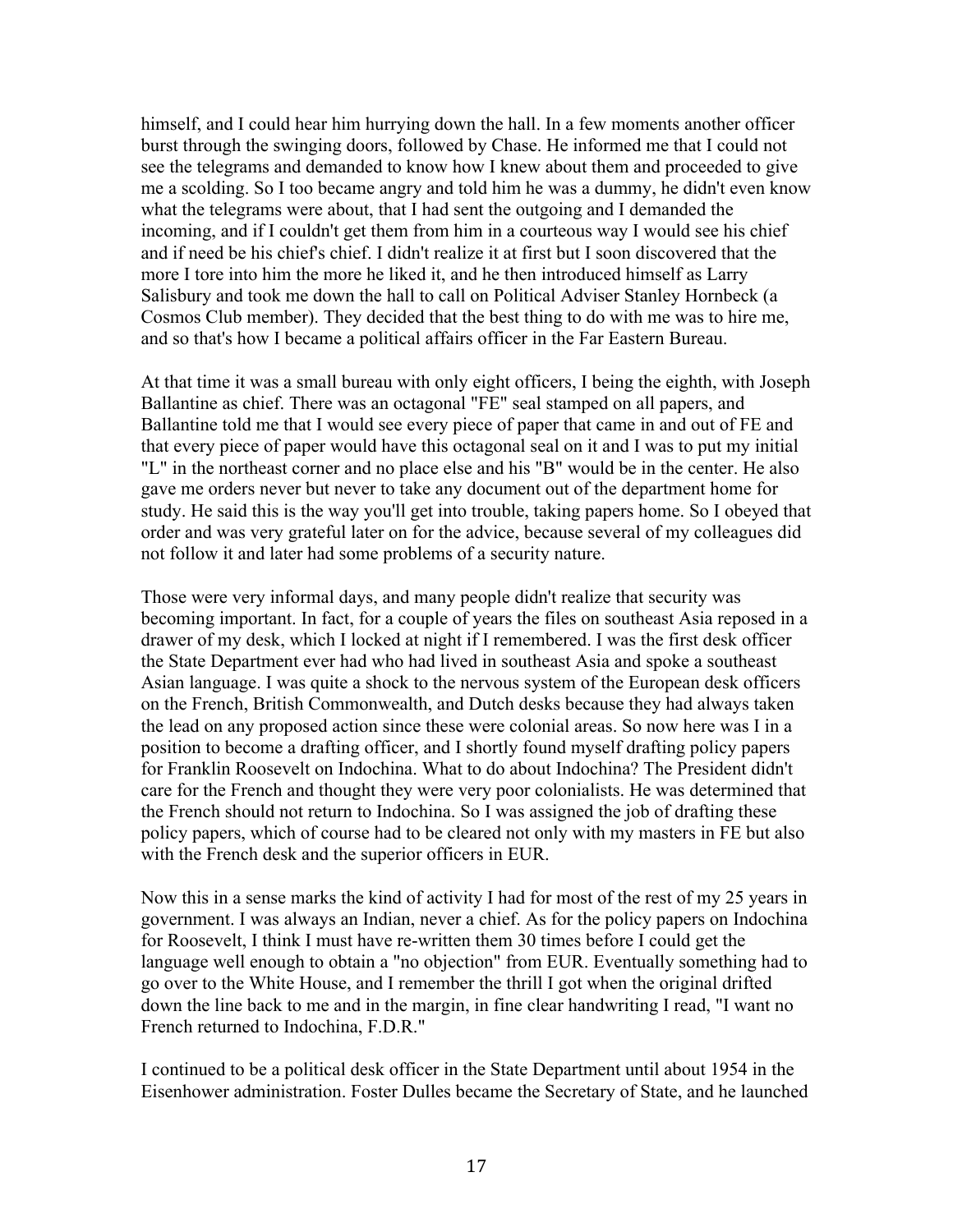himself, and I could hear him hurrying down the hall. In a few moments another officer burst through the swinging doors, followed by Chase. He informed me that I could not see the telegrams and demanded to know how I knew about them and proceeded to give me a scolding. So I too became angry and told him he was a dummy, he didn't even know what the telegrams were about, that I had sent the outgoing and I demanded the incoming, and if I couldn't get them from him in a courteous way I would see his chief and if need be his chief's chief. I didn't realize it at first but I soon discovered that the more I tore into him the more he liked it, and he then introduced himself as Larry Salisbury and took me down the hall to call on Political Adviser Stanley Hornbeck (a Cosmos Club member). They decided that the best thing to do with me was to hire me, and so that's how I became a political affairs officer in the Far Eastern Bureau.

At that time it was a small bureau with only eight officers, I being the eighth, with Joseph Ballantine as chief. There was an octagonal "FE" seal stamped on all papers, and Ballantine told me that I would see every piece of paper that came in and out of FE and that every piece of paper would have this octagonal seal on it and I was to put my initial "L" in the northeast corner and no place else and his "B" would be in the center. He also gave me orders never but never to take any document out of the department home for study. He said this is the way you'll get into trouble, taking papers home. So I obeyed that order and was very grateful later on for the advice, because several of my colleagues did not follow it and later had some problems of a security nature.

Those were very informal days, and many people didn't realize that security was becoming important. In fact, for a couple of years the files on southeast Asia reposed in a drawer of my desk, which I locked at night if I remembered. I was the first desk officer the State Department ever had who had lived in southeast Asia and spoke a southeast Asian language. I was quite a shock to the nervous system of the European desk officers on the French, British Commonwealth, and Dutch desks because they had always taken the lead on any proposed action since these were colonial areas. So now here was I in a position to become a drafting officer, and I shortly found myself drafting policy papers for Franklin Roosevelt on Indochina. What to do about Indochina? The President didn't care for the French and thought they were very poor colonialists. He was determined that the French should not return to Indochina. So I was assigned the job of drafting these policy papers, which of course had to be cleared not only with my masters in FE but also with the French desk and the superior officers in EUR.

Now this in a sense marks the kind of activity I had for most of the rest of my 25 years in government. I was always an Indian, never a chief. As for the policy papers on Indochina for Roosevelt, I think I must have re-written them 30 times before I could get the language well enough to obtain a "no objection" from EUR. Eventually something had to go over to the White House, and I remember the thrill I got when the original drifted down the line back to me and in the margin, in fine clear handwriting I read, "I want no French returned to Indochina, F.D.R."

I continued to be a political desk officer in the State Department until about 1954 in the Eisenhower administration. Foster Dulles became the Secretary of State, and he launched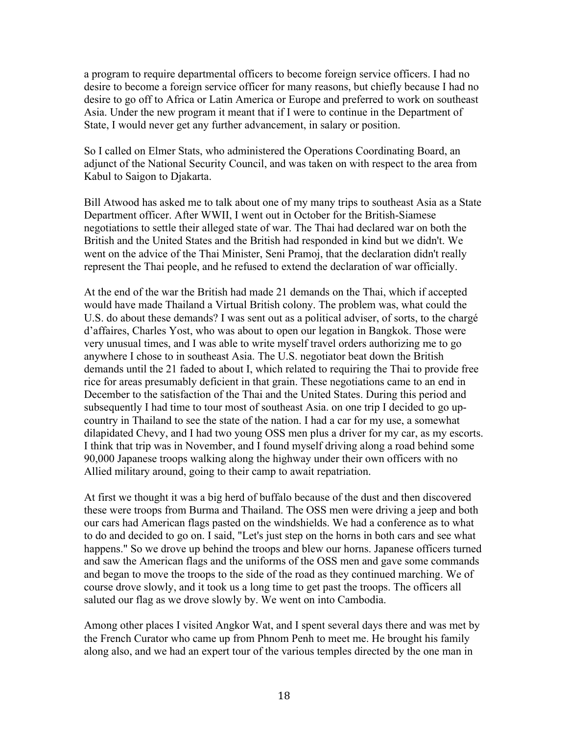a program to require departmental officers to become foreign service officers. I had no desire to become a foreign service officer for many reasons, but chiefly because I had no desire to go off to Africa or Latin America or Europe and preferred to work on southeast Asia. Under the new program it meant that if I were to continue in the Department of State, I would never get any further advancement, in salary or position.

So I called on Elmer Stats, who administered the Operations Coordinating Board, an adjunct of the National Security Council, and was taken on with respect to the area from Kabul to Saigon to Djakarta.

Bill Atwood has asked me to talk about one of my many trips to southeast Asia as a State Department officer. After WWII, I went out in October for the British-Siamese negotiations to settle their alleged state of war. The Thai had declared war on both the British and the United States and the British had responded in kind but we didn't. We went on the advice of the Thai Minister, Seni Pramoj, that the declaration didn't really represent the Thai people, and he refused to extend the declaration of war officially.

At the end of the war the British had made 21 demands on the Thai, which if accepted would have made Thailand a Virtual British colony. The problem was, what could the U.S. do about these demands? I was sent out as a political adviser, of sorts, to the chargé d'affaires, Charles Yost, who was about to open our legation in Bangkok. Those were very unusual times, and I was able to write myself travel orders authorizing me to go anywhere I chose to in southeast Asia. The U.S. negotiator beat down the British demands until the 21 faded to about I, which related to requiring the Thai to provide free rice for areas presumably deficient in that grain. These negotiations came to an end in December to the satisfaction of the Thai and the United States. During this period and subsequently I had time to tour most of southeast Asia. on one trip I decided to go up-country in Thailand to see the state of the nation. I had a car for my use, a somewhat dilapidated Chevy, and I had two young OSS men plus a driver for my car, as my escorts. I think that trip was in November, and I found myself driving along a road behind some 90,000 Japanese troops walking along the highway under their own officers with no Allied military around, going to their camp to await repatriation.

At first we thought it was a big herd of buffalo because of the dust and then discovered these were troops from Burma and Thailand. The OSS men were driving a jeep and both our cars had American flags pasted on the windshields. We had a conference as to what to do and decided to go on. I said, "Let's just step on the horns in both cars and see what happens." So we drove up behind the troops and blew our horns. Japanese officers turned and saw the American flags and the uniforms of the OSS men and gave some commands and began to move the troops to the side of the road as they continued marching. We of course drove slowly, and it took us a long time to get past the troops. The officers all saluted our flag as we drove slowly by. We went on into Cambodia.

Among other places I visited Angkor Wat, and I spent several days there and was met by the French Curator who came up from Phnom Penh to meet me. He brought his family along also, and we had an expert tour of the various temples directed by the one man in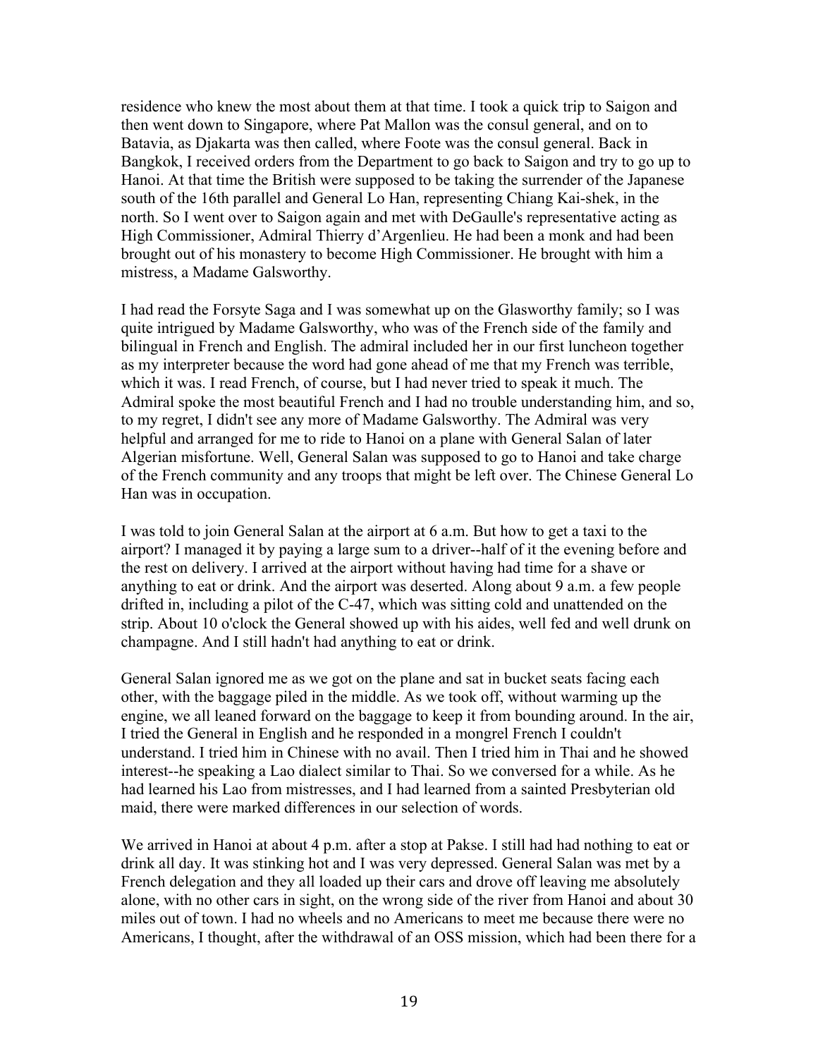residence who knew the most about them at that time. I took a quick trip to Saigon and then went down to Singapore, where Pat Mallon was the consul general, and on to Batavia, as Djakarta was then called, where Foote was the consul general. Back in Bangkok, I received orders from the Department to go back to Saigon and try to go up to Hanoi. At that time the British were supposed to be taking the surrender of the Japanese south of the 16th parallel and General Lo Han, representing Chiang Kai-shek, in the north. So I went over to Saigon again and met with DeGaulle's representative acting as High Commissioner, Admiral Thierry d'Argenlieu. He had been a monk and had been brought out of his monastery to become High Commissioner. He brought with him a mistress, a Madame Galsworthy.

I had read the Forsyte Saga and I was somewhat up on the Glasworthy family; so I was quite intrigued by Madame Galsworthy, who was of the French side of the family and bilingual in French and English. The admiral included her in our first luncheon together as my interpreter because the word had gone ahead of me that my French was terrible, which it was. I read French, of course, but I had never tried to speak it much. The Admiral spoke the most beautiful French and I had no trouble understanding him, and so, to my regret, I didn't see any more of Madame Galsworthy. The Admiral was very helpful and arranged for me to ride to Hanoi on a plane with General Salan of later Algerian misfortune. Well, General Salan was supposed to go to Hanoi and take charge of the French community and any troops that might be left over. The Chinese General Lo Han was in occupation.

I was told to join General Salan at the airport at 6 a.m. But how to get a taxi to the airport? I managed it by paying a large sum to a driver--half of it the evening before and the rest on delivery. I arrived at the airport without having had time for a shave or anything to eat or drink. And the airport was deserted. Along about 9 a.m. a few people drifted in, including a pilot of the C-47, which was sitting cold and unattended on the strip. About 10 o'clock the General showed up with his aides, well fed and well drunk on champagne. And I still hadn't had anything to eat or drink.

General Salan ignored me as we got on the plane and sat in bucket seats facing each other, with the baggage piled in the middle. As we took off, without warming up the engine, we all leaned forward on the baggage to keep it from bounding around. In the air, I tried the General in English and he responded in a mongrel French I couldn't understand. I tried him in Chinese with no avail. Then I tried him in Thai and he showed interest--he speaking a Lao dialect similar to Thai. So we conversed for a while. As he had learned his Lao from mistresses, and I had learned from a sainted Presbyterian old maid, there were marked differences in our selection of words.

We arrived in Hanoi at about 4 p.m. after a stop at Pakse. I still had had nothing to eat or drink all day. It was stinking hot and I was very depressed. General Salan was met by a French delegation and they all loaded up their cars and drove off leaving me absolutely alone, with no other cars in sight, on the wrong side of the river from Hanoi and about 30 miles out of town. I had no wheels and no Americans to meet me because there were no Americans, I thought, after the withdrawal of an OSS mission, which had been there for a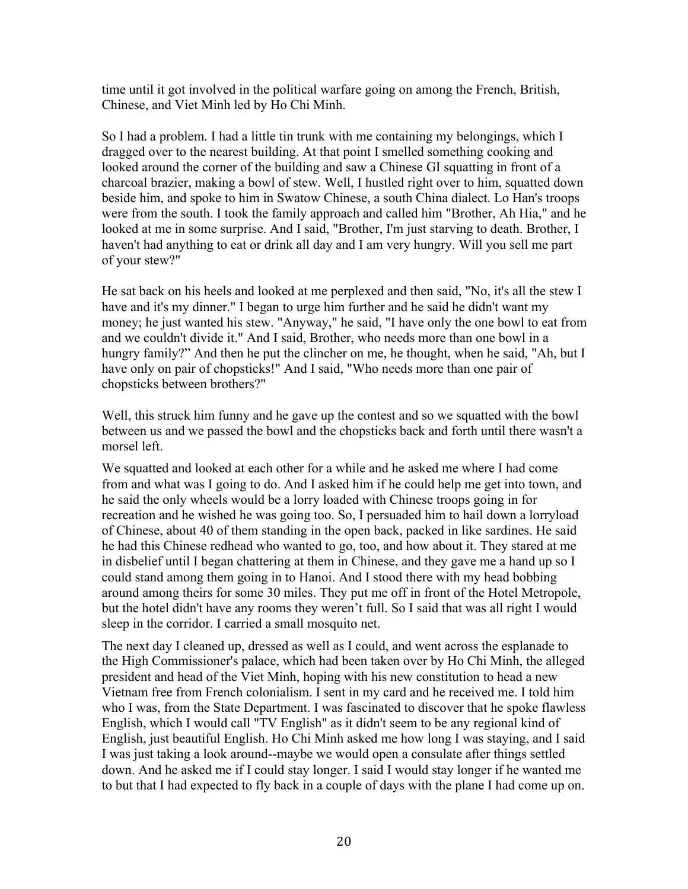time until it got involved in the political warfare going on among the French, British, Chinese, and Viet Minh led by Ho Chi Minh.

So I had a problem. I had a little tin trunk with me containing my belongings, which I dragged over to the nearest building. At that point I smelled something cooking and looked around the corner of the building and saw a Chinese GI squatting in front of a charcoal brazier, making a bowl of stew. Well, I hustled right over to him, squatted down beside him, and spoke to him in Swatow Chinese, a south China dialect. Lo Han's troops were from the south. I took the family approach and called him "Brother, Ah Hia," and he looked at me in some surprise. And I said, "Brother, I'm just starving to death. Brother, I haven't had anything to eat or drink all day and I am very hungry. Will you sell me part of your stew?"

He sat back on his heels and looked at me perplexed and then said, "No, it's all the stew I have and it's my dinner." I began to urge him further and he said he didn't want my money; he just wanted his stew. "Anyway," he said, "I have only the one bowl to eat from and we couldn't divide it." And I said, Brother, who needs more than one bowl in a hungry family?" And then he put the clincher on me, he thought, when he said, "Ah, but I have only on pair of chopsticks!" And I said, "Who needs more than one pair of chopsticks between brothers?"

Well, this struck him funny and he gave up the contest and so we squatted with the bowl between us and we passed the bowl and the chopsticks back and forth until there wasn't a morsel left.

We squatted and looked at each other for a while and he asked me where I had come from and what was I going to do. And I asked him if he could help me get into town, and he said the only wheels would be a lorry loaded with Chinese troops going in for recreation and he wished he was going too. So, I persuaded him to hail down a lorryload of Chinese, about 40 of them standing in the open back, packed in like sardines. He said he had this Chinese redhead who wanted to go, too, and how about it. They stared at me in disbelief until I began chattering at them in Chinese, and they gave me a hand up so I could stand among them going in to Hanoi. And I stood there with my head bobbing around among theirs for some 30 miles. They put me off in front of the Hotel Metropole, but the hotel didn't have any rooms they weren't full. So I said that was all right I would sleep in the corridor. I carried a small mosquito net.

The next day I cleaned up, dressed as well as I could, and went across the esplanade to the High Commissioner's palace, which had been taken over by Ho Chi Minh, the alleged president and head of the Viet Minh, hoping with his new constitution to head a new Vietnam free from French colonialism. I sent in my card and he received me. I told him who I was, from the State Department. I was fascinated to discover that he spoke flawless English, which I would call "TV English" as it didn't seem to be any regional kind of English, just beautiful English. Ho Chi Minh asked me how long I was staying, and I said I was just taking a look around--maybe we would open a consulate after things settled down. And he asked me if I could stay longer. I said I would stay longer if he wanted me to but that I had expected to fly back in a couple of days with the plane I had come up on.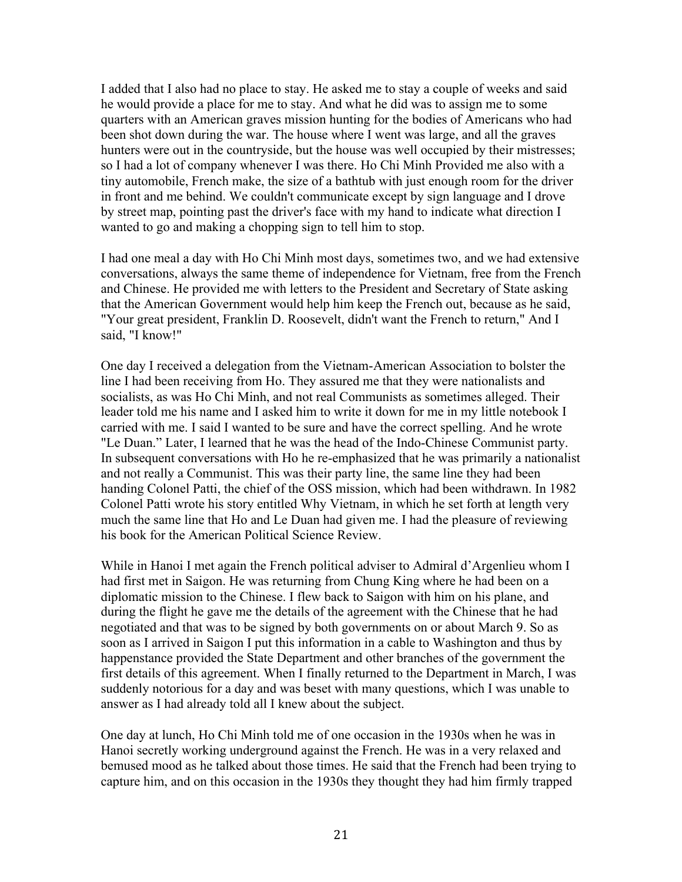I added that I also had no place to stay. He asked me to stay a couple of weeks and said he would provide a place for me to stay. And what he did was to assign me to some quarters with an American graves mission hunting for the bodies of Americans who had been shot down during the war. The house where I went was large, and all the graves hunters were out in the countryside, but the house was well occupied by their mistresses; so I had a lot of company whenever I was there. Ho Chi Minh Provided me also with a tiny automobile, French make, the size of a bathtub with just enough room for the driver in front and me behind. We couldn't communicate except by sign language and I drove by street map, pointing past the driver's face with my hand to indicate what direction I wanted to go and making a chopping sign to tell him to stop.

I had one meal a day with Ho Chi Minh most days, sometimes two, and we had extensive conversations, always the same theme of independence for Vietnam, free from the French and Chinese. He provided me with letters to the President and Secretary of State asking that the American Government would help him keep the French out, because as he said, "Your great president, Franklin D. Roosevelt, didn't want the French to return," And I said, "I know!"

One day I received a delegation from the Vietnam-American Association to bolster the line I had been receiving from Ho. They assured me that they were nationalists and socialists, as was Ho Chi Minh, and not real Communists as sometimes alleged. Their leader told me his name and I asked him to write it down for me in my little notebook I carried with me. I said I wanted to be sure and have the correct spelling. And he wrote "Le Duan." Later, I learned that he was the head of the Indo-Chinese Communist party. In subsequent conversations with Ho he re-emphasized that he was primarily a nationalist and not really a Communist. This was their party line, the same line they had been handing Colonel Patti, the chief of the OSS mission, which had been withdrawn. In 1982 Colonel Patti wrote his story entitled Why Vietnam, in which he set forth at length very much the same line that Ho and Le Duan had given me. I had the pleasure of reviewing his book for the American Political Science Review.

While in Hanoi I met again the French political adviser to Admiral d'Argenlieu whom I had first met in Saigon. He was returning from Chung King where he had been on a diplomatic mission to the Chinese. I flew back to Saigon with him on his plane, and during the flight he gave me the details of the agreement with the Chinese that he had negotiated and that was to be signed by both governments on or about March 9. So as soon as I arrived in Saigon I put this information in a cable to Washington and thus by happenstance provided the State Department and other branches of the government the first details of this agreement. When I finally returned to the Department in March, I was suddenly notorious for a day and was beset with many questions, which I was unable to answer as I had already told all I knew about the subject.

One day at lunch, Ho Chi Minh told me of one occasion in the 1930s when he was in Hanoi secretly working underground against the French. He was in a very relaxed and bemused mood as he talked about those times. He said that the French had been trying to capture him, and on this occasion in the 1930s they thought they had him firmly trapped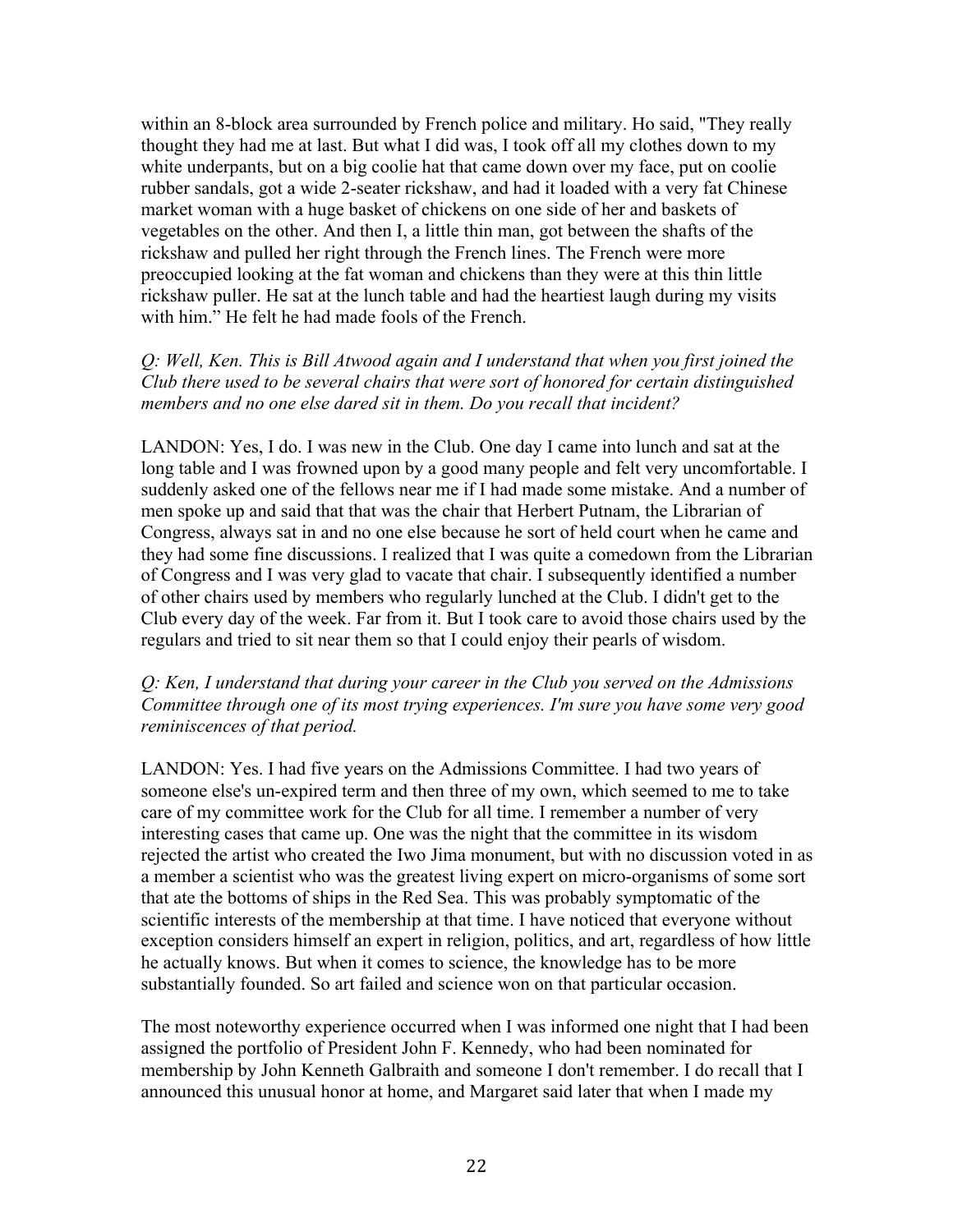within an 8-block area surrounded by French police and military. Ho said, "They really thought they had me at last. But what I did was, I took off all my clothes down to my white underpants, but on a big coolie hat that came down over my face, put on coolie rubber sandals, got a wide 2-seater rickshaw, and had it loaded with a very fat Chinese market woman with a huge basket of chickens on one side of her and baskets of vegetables on the other. And then I, a little thin man, got between the shafts of the rickshaw and pulled her right through the French lines. The French were more preoccupied looking at the fat woman and chickens than they were at this thin little rickshaw puller. He sat at the lunch table and had the heartiest laugh during my visits with him." He felt he had made fools of the French.

*Q: Well, Ken. This is Bill Atwood again and I understand that when you first joined the Club there used to be several chairs that were sort of honored for certain distinguished members and no one else dared sit in them. Do you recall that incident?*

LANDON: Yes, I do. I was new in the Club. One day I came into lunch and sat at the long table and I was frowned upon by a good many people and felt very uncomfortable. I suddenly asked one of the fellows near me if I had made some mistake. And a number of men spoke up and said that that was the chair that Herbert Putnam, the Librarian of Congress, always sat in and no one else because he sort of held court when he came and they had some fine discussions. I realized that I was quite a comedown from the Librarian of Congress and I was very glad to vacate that chair. I subsequently identified a number of other chairs used by members who regularly lunched at the Club. I didn't get to the Club every day of the week. Far from it. But I took care to avoid those chairs used by the regulars and tried to sit near them so that I could enjoy their pearls of wisdom.

*Q: Ken, I understand that during your career in the Club you served on the Admissions Committee through one of its most trying experiences. I'm sure you have some very good reminiscences of that period.*

LANDON: Yes. I had five years on the Admissions Committee. I had two years of someone else's un-expired term and then three of my own, which seemed to me to take care of my committee work for the Club for all time. I remember a number of very interesting cases that came up. One was the night that the committee in its wisdom rejected the artist who created the Iwo Jima monument, but with no discussion voted in as a member a scientist who was the greatest living expert on micro-organisms of some sort that ate the bottoms of ships in the Red Sea. This was probably symptomatic of the scientific interests of the membership at that time. I have noticed that everyone without exception considers himself an expert in religion, politics, and art, regardless of how little he actually knows. But when it comes to science, the knowledge has to be more substantially founded. So art failed and science won on that particular occasion.

The most noteworthy experience occurred when I was informed one night that I had been assigned the portfolio of President John F. Kennedy, who had been nominated for membership by John Kenneth Galbraith and someone I don't remember. I do recall that I announced this unusual honor at home, and Margaret said later that when I made my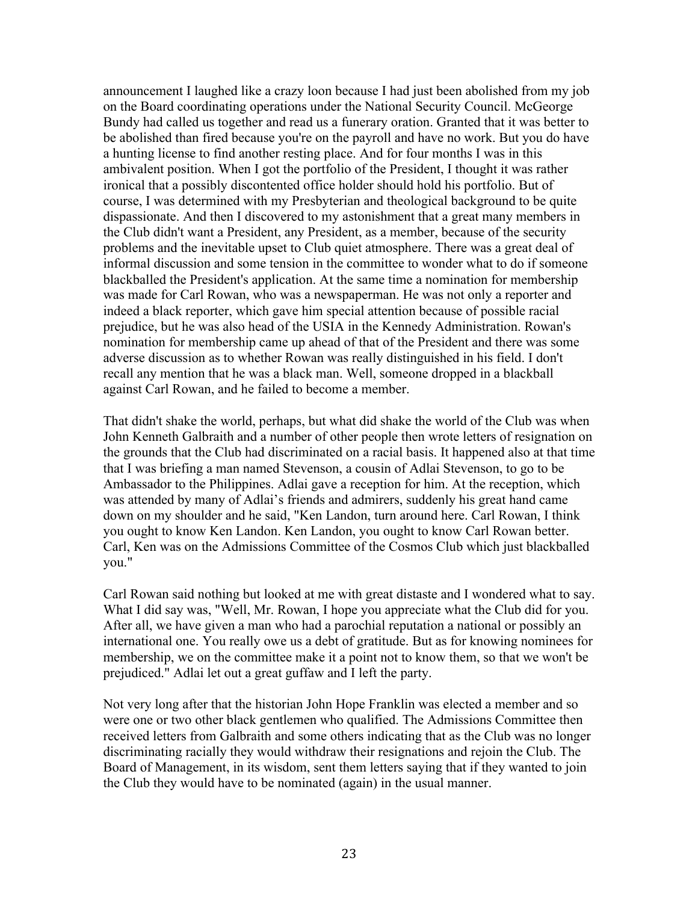announcement I laughed like a crazy loon because I had just been abolished from my job on the Board coordinating operations under the National Security Council. McGeorge Bundy had called us together and read us a funerary oration. Granted that it was better to be abolished than fired because you're on the payroll and have no work. But you do have a hunting license to find another resting place. And for four months I was in this ambivalent position. When I got the portfolio of the President, I thought it was rather ironical that a possibly discontented office holder should hold his portfolio. But of course, I was determined with my Presbyterian and theological background to be quite dispassionate. And then I discovered to my astonishment that a great many members in the Club didn't want a President, any President, as a member, because of the security problems and the inevitable upset to Club quiet atmosphere. There was a great deal of informal discussion and some tension in the committee to wonder what to do if someone blackballed the President's application. At the same time a nomination for membership was made for Carl Rowan, who was a newspaperman. He was not only a reporter and indeed a black reporter, which gave him special attention because of possible racial prejudice, but he was also head of the USIA in the Kennedy Administration. Rowan's nomination for membership came up ahead of that of the President and there was some adverse discussion as to whether Rowan was really distinguished in his field. I don't recall any mention that he was a black man. Well, someone dropped in a blackball against Carl Rowan, and he failed to become a member.

That didn't shake the world, perhaps, but what did shake the world of the Club was when John Kenneth Galbraith and a number of other people then wrote letters of resignation on the grounds that the Club had discriminated on a racial basis. It happened also at that time that I was briefing a man named Stevenson, a cousin of Adlai Stevenson, to go to be Ambassador to the Philippines. Adlai gave a reception for him. At the reception, which was attended by many of Adlai's friends and admirers, suddenly his great hand came down on my shoulder and he said, "Ken Landon, turn around here. Carl Rowan, I think you ought to know Ken Landon. Ken Landon, you ought to know Carl Rowan better. Carl, Ken was on the Admissions Committee of the Cosmos Club which just blackballed you."

Carl Rowan said nothing but looked at me with great distaste and I wondered what to say. What I did say was, "Well, Mr. Rowan, I hope you appreciate what the Club did for you. After all, we have given a man who had a parochial reputation a national or possibly an international one. You really owe us a debt of gratitude. But as for knowing nominees for membership, we on the committee make it a point not to know them, so that we won't be prejudiced." Adlai let out a great guffaw and I left the party.

Not very long after that the historian John Hope Franklin was elected a member and so were one or two other black gentlemen who qualified. The Admissions Committee then received letters from Galbraith and some others indicating that as the Club was no longer discriminating racially they would withdraw their resignations and rejoin the Club. The Board of Management, in its wisdom, sent them letters saying that if they wanted to join the Club they would have to be nominated (again) in the usual manner.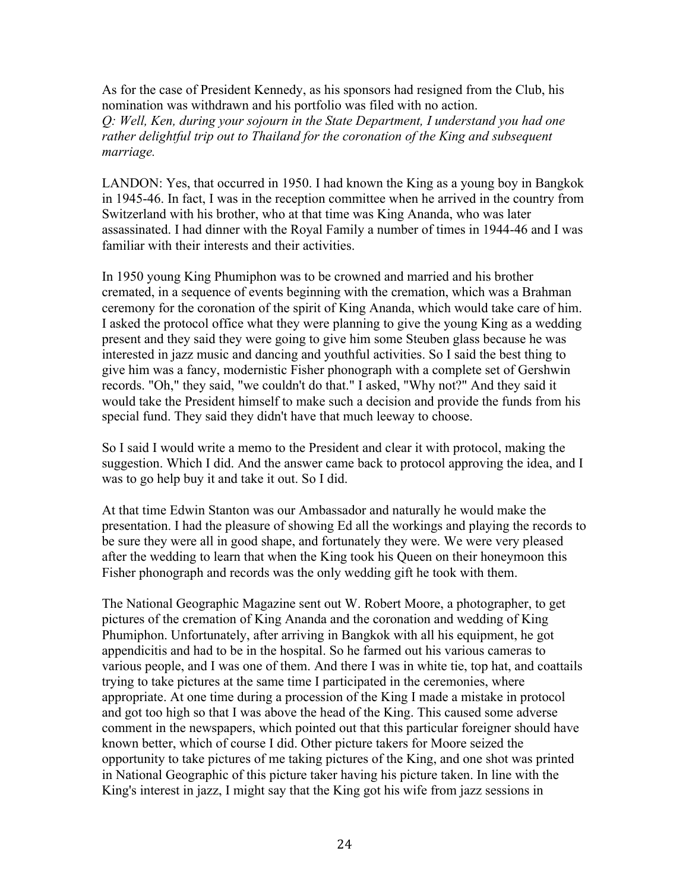As for the case of President Kennedy, as his sponsors had resigned from the Club, his nomination was withdrawn and his portfolio was filed with no action.

*Q: Well, Ken, during your sojourn in the State Department, I understand you had one rather delightful trip out to Thailand for the coronation of the King and subsequent marriage.*

LANDON: Yes, that occurred in 1950. I had known the King as a young boy in Bangkok in 1945-46. In fact, I was in the reception committee when he arrived in the country from Switzerland with his brother, who at that time was King Ananda, who was later assassinated. I had dinner with the Royal Family a number of times in 1944-46 and I was familiar with their interests and their activities.

In 1950 young King Phumiphon was to be crowned and married and his brother cremated, in a sequence of events beginning with the cremation, which was a Brahman ceremony for the coronation of the spirit of King Ananda, which would take care of him. I asked the protocol office what they were planning to give the young King as a wedding present and they said they were going to give him some Steuben glass because he was interested in jazz music and dancing and youthful activities. So I said the best thing to give him was a fancy, modernistic Fisher phonograph with a complete set of Gershwin records. "Oh," they said, "we couldn't do that." I asked, "Why not?" And they said it would take the President himself to make such a decision and provide the funds from his special fund. They said they didn't have that much leeway to choose.

So I said I would write a memo to the President and clear it with protocol, making the suggestion. Which I did. And the answer came back to protocol approving the idea, and I was to go help buy it and take it out. So I did.

At that time Edwin Stanton was our Ambassador and naturally he would make the presentation. I had the pleasure of showing Ed all the workings and playing the records to be sure they were all in good shape, and fortunately they were. We were very pleased after the wedding to learn that when the King took his Queen on their honeymoon this Fisher phonograph and records was the only wedding gift he took with them.

The National Geographic Magazine sent out W. Robert Moore, a photographer, to get pictures of the cremation of King Ananda and the coronation and wedding of King Phumiphon. Unfortunately, after arriving in Bangkok with all his equipment, he got appendicitis and had to be in the hospital. So he farmed out his various cameras to various people, and I was one of them. And there I was in white tie, top hat, and coattails trying to take pictures at the same time I participated in the ceremonies, where appropriate. At one time during a procession of the King I made a mistake in protocol and got too high so that I was above the head of the King. This caused some adverse comment in the newspapers, which pointed out that this particular foreigner should have known better, which of course I did. Other picture takers for Moore seized the opportunity to take pictures of me taking pictures of the King, and one shot was printed in National Geographic of this picture taker having his picture taken. In line with the King's interest in jazz, I might say that the King got his wife from jazz sessions in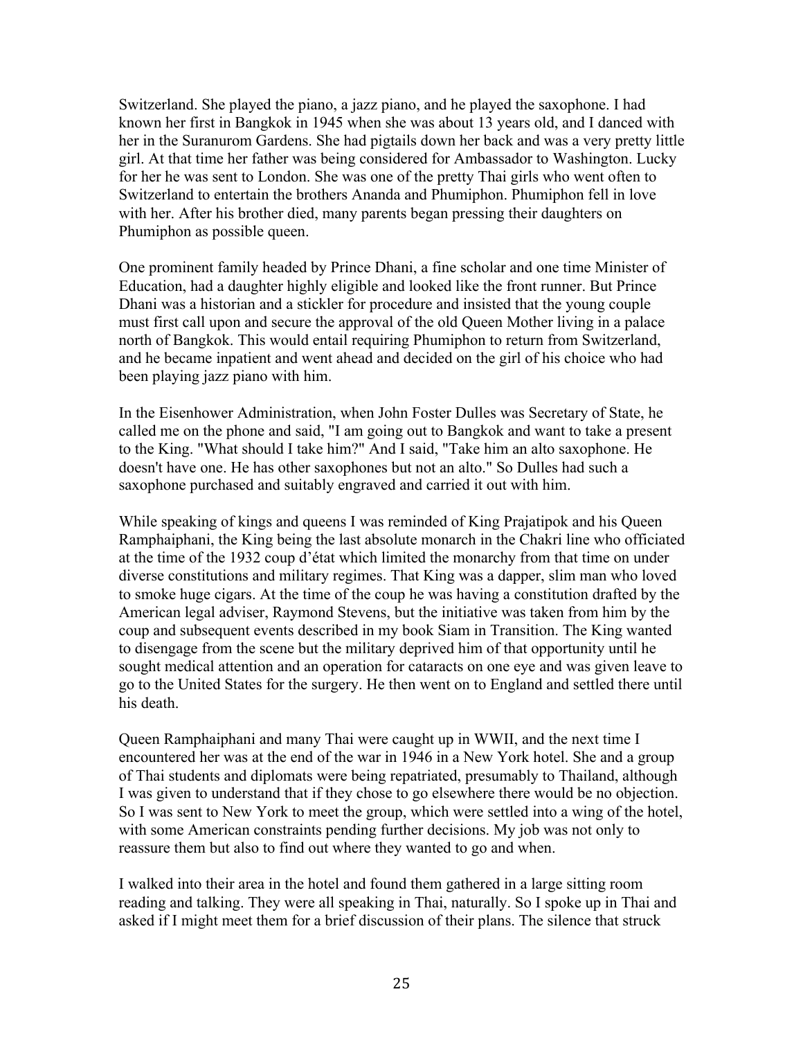Switzerland. She played the piano, a jazz piano, and he played the saxophone. I had known her first in Bangkok in 1945 when she was about 13 years old, and I danced with her in the Suranurom Gardens. She had pigtails down her back and was a very pretty little girl. At that time her father was being considered for Ambassador to Washington. Lucky for her he was sent to London. She was one of the pretty Thai girls who went often to Switzerland to entertain the brothers Ananda and Phumiphon. Phumiphon fell in love with her. After his brother died, many parents began pressing their daughters on Phumiphon as possible queen.

One prominent family headed by Prince Dhani, a fine scholar and one time Minister of Education, had a daughter highly eligible and looked like the front runner. But Prince Dhani was a historian and a stickler for procedure and insisted that the young couple must first call upon and secure the approval of the old Queen Mother living in a palace north of Bangkok. This would entail requiring Phumiphon to return from Switzerland, and he became inpatient and went ahead and decided on the girl of his choice who had been playing jazz piano with him.

In the Eisenhower Administration, when John Foster Dulles was Secretary of State, he called me on the phone and said, "I am going out to Bangkok and want to take a present to the King. "What should I take him?" And I said, "Take him an alto saxophone. He doesn't have one. He has other saxophones but not an alto." So Dulles had such a saxophone purchased and suitably engraved and carried it out with him.

While speaking of kings and queens I was reminded of King Prajatipok and his Queen Ramphaiphani, the King being the last absolute monarch in the Chakri line who officiated at the time of the 1932 coup d'état which limited the monarchy from that time on under diverse constitutions and military regimes. That King was a dapper, slim man who loved to smoke huge cigars. At the time of the coup he was having a constitution drafted by the American legal adviser, Raymond Stevens, but the initiative was taken from him by the coup and subsequent events described in my book Siam in Transition. The King wanted to disengage from the scene but the military deprived him of that opportunity until he sought medical attention and an operation for cataracts on one eye and was given leave to go to the United States for the surgery. He then went on to England and settled there until his death.

Queen Ramphaiphani and many Thai were caught up in WWII, and the next time I encountered her was at the end of the war in 1946 in a New York hotel. She and a group of Thai students and diplomats were being repatriated, presumably to Thailand, although I was given to understand that if they chose to go elsewhere there would be no objection. So I was sent to New York to meet the group, which were settled into a wing of the hotel, with some American constraints pending further decisions. My job was not only to reassure them but also to find out where they wanted to go and when.

I walked into their area in the hotel and found them gathered in a large sitting room reading and talking. They were all speaking in Thai, naturally. So I spoke up in Thai and asked if I might meet them for a brief discussion of their plans. The silence that struck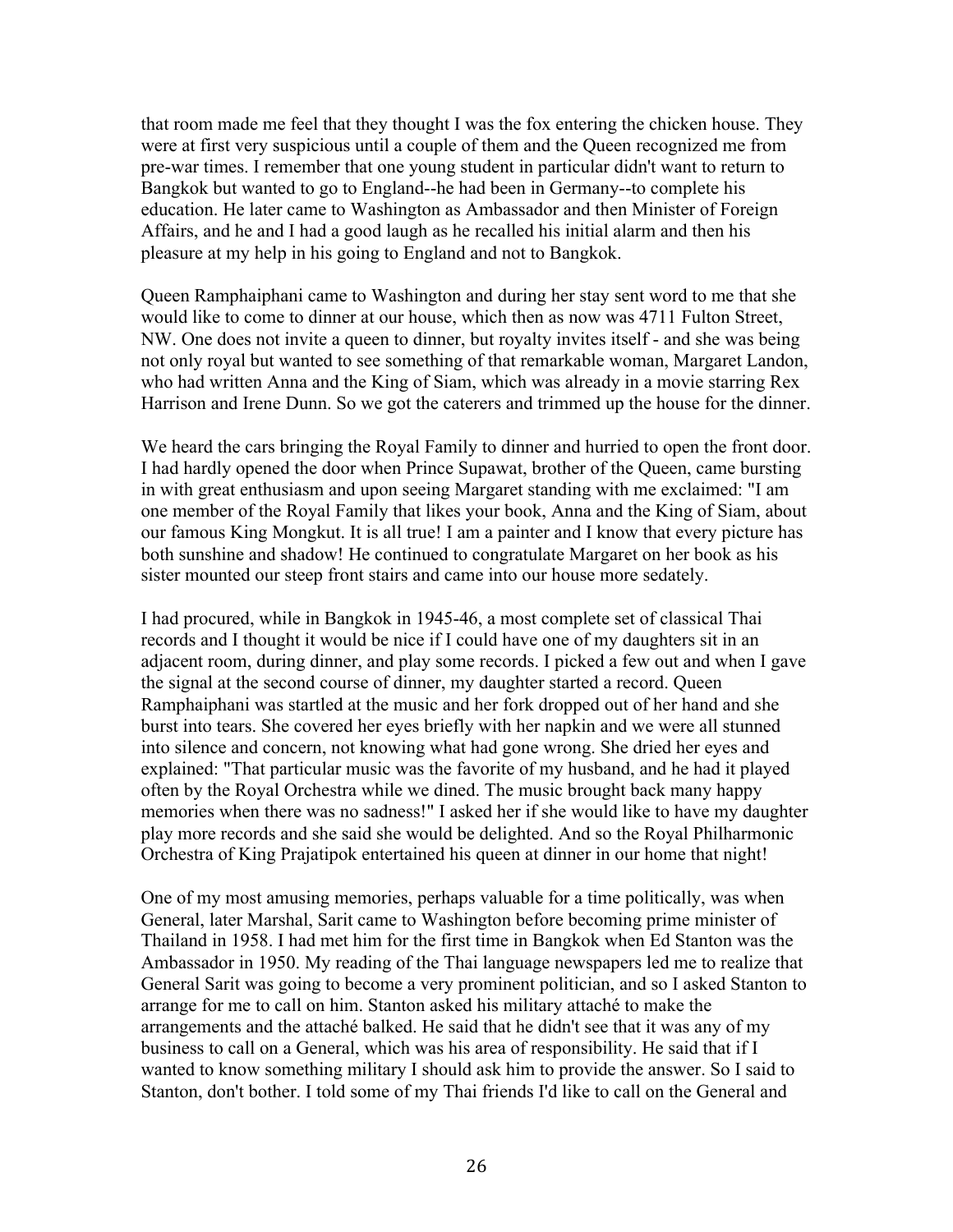that room made me feel that they thought I was the fox entering the chicken house. They were at first very suspicious until a couple of them and the Queen recognized me from pre-war times. I remember that one young student in particular didn't want to return to Bangkok but wanted to go to England--he had been in Germany--to complete his education. He later came to Washington as Ambassador and then Minister of Foreign Affairs, and he and I had a good laugh as he recalled his initial alarm and then his pleasure at my help in his going to England and not to Bangkok.

Queen Ramphaiphani came to Washington and during her stay sent word to me that she would like to come to dinner at our house, which then as now was 4711 Fulton Street, NW. One does not invite a queen to dinner, but royalty invites itself - and she was being not only royal but wanted to see something of that remarkable woman, Margaret Landon, who had written Anna and the King of Siam, which was already in a movie starring Rex Harrison and Irene Dunn. So we got the caterers and trimmed up the house for the dinner.

We heard the cars bringing the Royal Family to dinner and hurried to open the front door. I had hardly opened the door when Prince Supawat, brother of the Queen, came bursting in with great enthusiasm and upon seeing Margaret standing with me exclaimed: "I am one member of the Royal Family that likes your book, Anna and the King of Siam, about our famous King Mongkut. It is all true! I am a painter and I know that every picture has both sunshine and shadow! He continued to congratulate Margaret on her book as his sister mounted our steep front stairs and came into our house more sedately.

I had procured, while in Bangkok in 1945-46, a most complete set of classical Thai records and I thought it would be nice if I could have one of my daughters sit in an adjacent room, during dinner, and play some records. I picked a few out and when I gave the signal at the second course of dinner, my daughter started a record. Queen Ramphaiphani was startled at the music and her fork dropped out of her hand and she burst into tears. She covered her eyes briefly with her napkin and we were all stunned into silence and concern, not knowing what had gone wrong. She dried her eyes and explained: "That particular music was the favorite of my husband, and he had it played often by the Royal Orchestra while we dined. The music brought back many happy memories when there was no sadness!" I asked her if she would like to have my daughter play more records and she said she would be delighted. And so the Royal Philharmonic Orchestra of King Prajatipok entertained his queen at dinner in our home that night!

One of my most amusing memories, perhaps valuable for a time politically, was when General, later Marshal, Sarit came to Washington before becoming prime minister of Thailand in 1958. I had met him for the first time in Bangkok when Ed Stanton was the Ambassador in 1950. My reading of the Thai language newspapers led me to realize that General Sarit was going to become a very prominent politician, and so I asked Stanton to arrange for me to call on him. Stanton asked his military attaché to make the arrangements and the attaché balked. He said that he didn't see that it was any of my business to call on a General, which was his area of responsibility. He said that if I wanted to know something military I should ask him to provide the answer. So I said to Stanton, don't bother. I told some of my Thai friends I'd like to call on the General and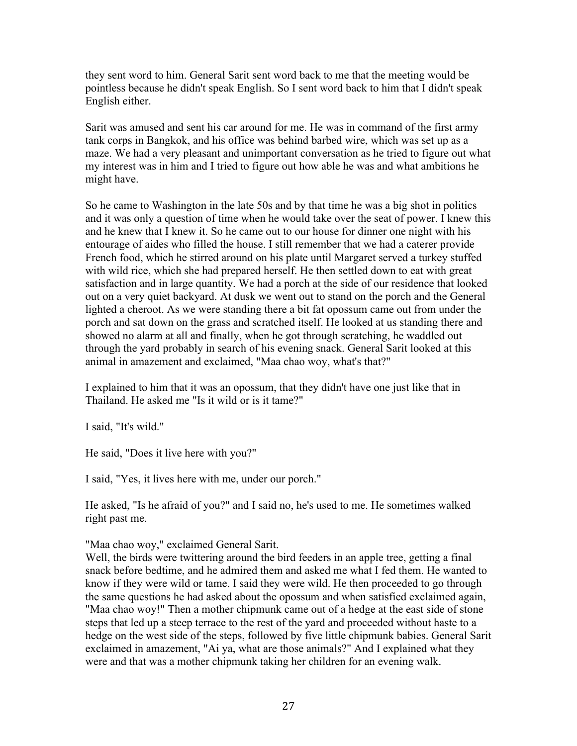they sent word to him. General Sarit sent word back to me that the meeting would be pointless because he didn't speak English. So I sent word back to him that I didn't speak English either.

Sarit was amused and sent his car around for me. He was in command of the first army tank corps in Bangkok, and his office was behind barbed wire, which was set up as a maze. We had a very pleasant and unimportant conversation as he tried to figure out what my interest was in him and I tried to figure out how able he was and what ambitions he might have.

So he came to Washington in the late 50s and by that time he was a big shot in politics and it was only a question of time when he would take over the seat of power. I knew this and he knew that I knew it. So he came out to our house for dinner one night with his entourage of aides who filled the house. I still remember that we had a caterer provide French food, which he stirred around on his plate until Margaret served a turkey stuffed with wild rice, which she had prepared herself. He then settled down to eat with great satisfaction and in large quantity. We had a porch at the side of our residence that looked out on a very quiet backyard. At dusk we went out to stand on the porch and the General lighted a cheroot. As we were standing there a bit fat opossum came out from under the porch and sat down on the grass and scratched itself. He looked at us standing there and showed no alarm at all and finally, when he got through scratching, he waddled out through the yard probably in search of his evening snack. General Sarit looked at this animal in amazement and exclaimed, "Maa chao woy, what's that?"

I explained to him that it was an opossum, that they didn't have one just like that in Thailand. He asked me "Is it wild or is it tame?"

I said, "It's wild."

He said, "Does it live here with you?"

I said, "Yes, it lives here with me, under our porch."

He asked, "Is he afraid of you?" and I said no, he's used to me. He sometimes walked right past me.

"Maa chao woy," exclaimed General Sarit.
Well, the birds were twittering around the bird feeders in an apple tree, getting a final snack before bedtime, and he admired them and asked me what I fed them. He wanted to know if they were wild or tame. I said they were wild. He then proceeded to go through the same questions he had asked about the opossum and when satisfied exclaimed again, "Maa chao woy!" Then a mother chipmunk came out of a hedge at the east side of stone steps that led up a steep terrace to the rest of the yard and proceeded without haste to a hedge on the west side of the steps, followed by five little chipmunk babies. General Sarit exclaimed in amazement, "Ai ya, what are those animals?" And I explained what they were and that was a mother chipmunk taking her children for an evening walk.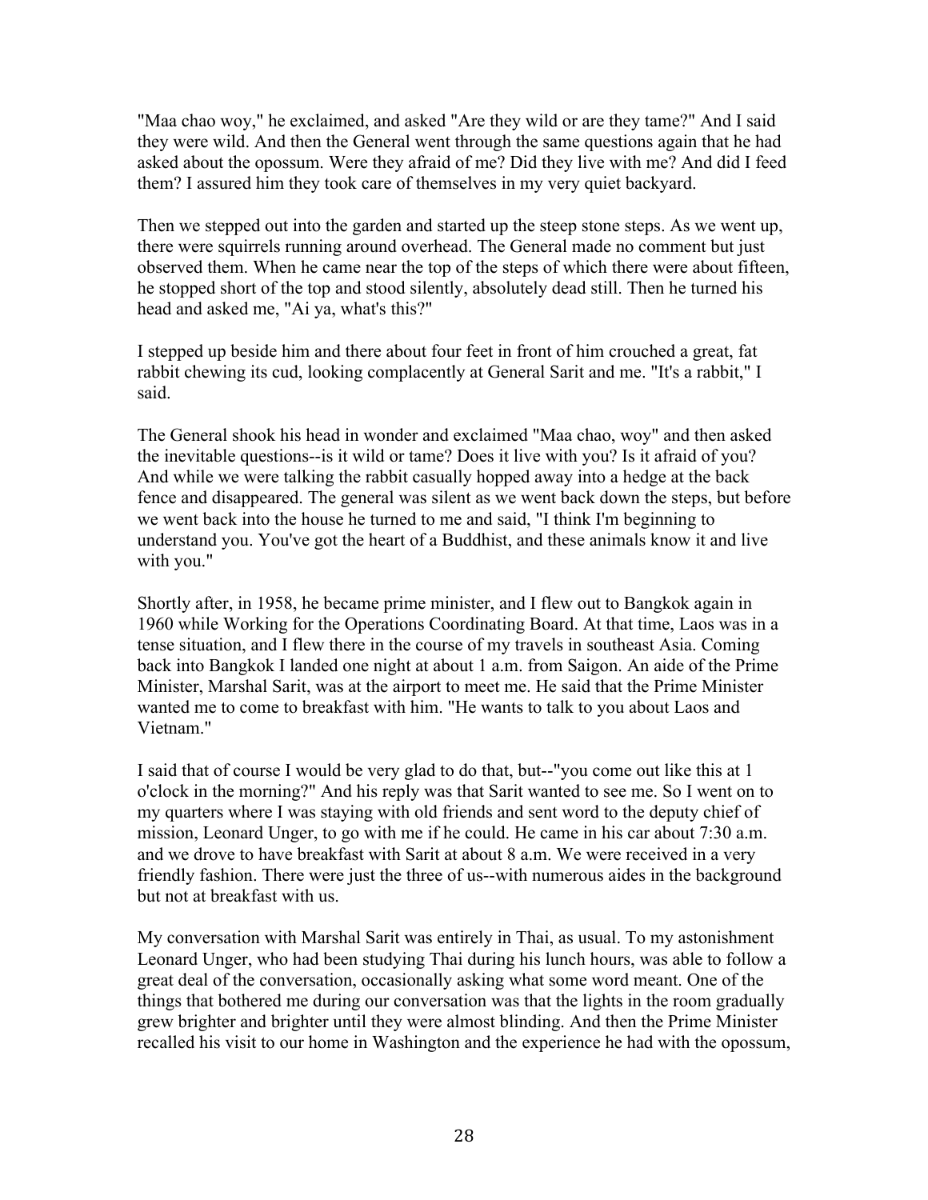"Maa chao woy," he exclaimed, and asked "Are they wild or are they tame?" And I said they were wild. And then the General went through the same questions again that he had asked about the opossum. Were they afraid of me? Did they live with me? And did I feed them? I assured him they took care of themselves in my very quiet backyard.

Then we stepped out into the garden and started up the steep stone steps. As we went up, there were squirrels running around overhead. The General made no comment but just observed them. When he came near the top of the steps of which there were about fifteen, he stopped short of the top and stood silently, absolutely dead still. Then he turned his head and asked me, "Ai ya, what's this?"

I stepped up beside him and there about four feet in front of him crouched a great, fat rabbit chewing its cud, looking complacently at General Sarit and me. "It's a rabbit," I said.

The General shook his head in wonder and exclaimed "Maa chao, woy" and then asked the inevitable questions--is it wild or tame? Does it live with you? Is it afraid of you? And while we were talking the rabbit casually hopped away into a hedge at the back fence and disappeared. The general was silent as we went back down the steps, but before we went back into the house he turned to me and said, "I think I'm beginning to understand you. You've got the heart of a Buddhist, and these animals know it and live with you."

Shortly after, in 1958, he became prime minister, and I flew out to Bangkok again in 1960 while Working for the Operations Coordinating Board. At that time, Laos was in a tense situation, and I flew there in the course of my travels in southeast Asia. Coming back into Bangkok I landed one night at about 1 a.m. from Saigon. An aide of the Prime Minister, Marshal Sarit, was at the airport to meet me. He said that the Prime Minister wanted me to come to breakfast with him. "He wants to talk to you about Laos and Vietnam."

I said that of course I would be very glad to do that, but--"you come out like this at 1 o'clock in the morning?" And his reply was that Sarit wanted to see me. So I went on to my quarters where I was staying with old friends and sent word to the deputy chief of mission, Leonard Unger, to go with me if he could. He came in his car about 7:30 a.m. and we drove to have breakfast with Sarit at about 8 a.m. We were received in a very friendly fashion. There were just the three of us--with numerous aides in the background but not at breakfast with us.

My conversation with Marshal Sarit was entirely in Thai, as usual. To my astonishment Leonard Unger, who had been studying Thai during his lunch hours, was able to follow a great deal of the conversation, occasionally asking what some word meant. One of the things that bothered me during our conversation was that the lights in the room gradually grew brighter and brighter until they were almost blinding. And then the Prime Minister recalled his visit to our home in Washington and the experience he had with the opossum,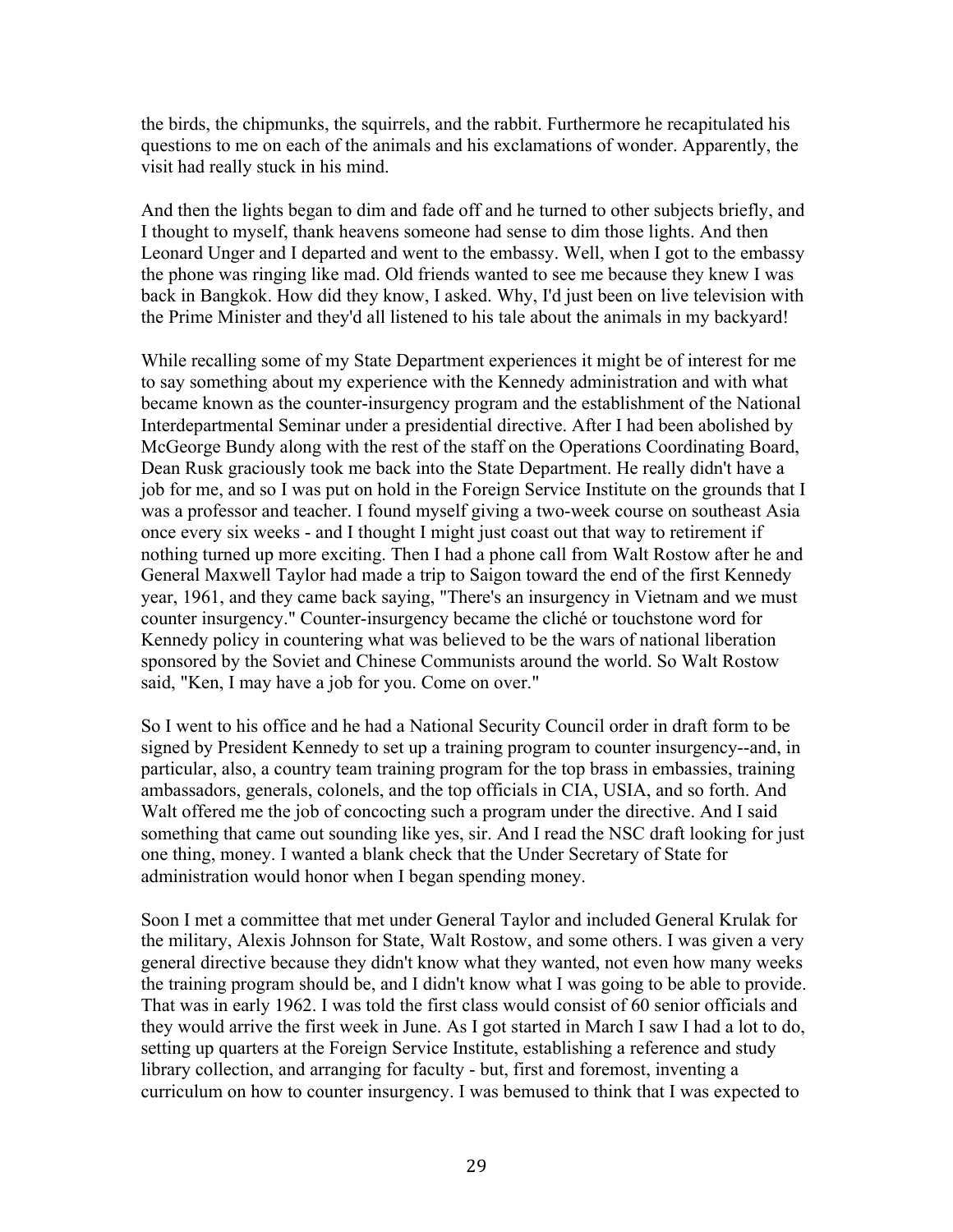the birds, the chipmunks, the squirrels, and the rabbit. Furthermore he recapitulated his questions to me on each of the animals and his exclamations of wonder. Apparently, the visit had really stuck in his mind.

And then the lights began to dim and fade off and he turned to other subjects briefly, and I thought to myself, thank heavens someone had sense to dim those lights. And then Leonard Unger and I departed and went to the embassy. Well, when I got to the embassy the phone was ringing like mad. Old friends wanted to see me because they knew I was back in Bangkok. How did they know, I asked. Why, I'd just been on live television with the Prime Minister and they'd all listened to his tale about the animals in my backyard!

While recalling some of my State Department experiences it might be of interest for me to say something about my experience with the Kennedy administration and with what became known as the counter-insurgency program and the establishment of the National Interdepartmental Seminar under a presidential directive. After I had been abolished by McGeorge Bundy along with the rest of the staff on the Operations Coordinating Board, Dean Rusk graciously took me back into the State Department. He really didn't have a job for me, and so I was put on hold in the Foreign Service Institute on the grounds that I was a professor and teacher. I found myself giving a two-week course on southeast Asia once every six weeks - and I thought I might just coast out that way to retirement if nothing turned up more exciting. Then I had a phone call from Walt Rostow after he and General Maxwell Taylor had made a trip to Saigon toward the end of the first Kennedy year, 1961, and they came back saying, "There's an insurgency in Vietnam and we must counter insurgency." Counter-insurgency became the cliché or touchstone word for Kennedy policy in countering what was believed to be the wars of national liberation sponsored by the Soviet and Chinese Communists around the world. So Walt Rostow said, "Ken, I may have a job for you. Come on over."

So I went to his office and he had a National Security Council order in draft form to be signed by President Kennedy to set up a training program to counter insurgency--and, in particular, also, a country team training program for the top brass in embassies, training ambassadors, generals, colonels, and the top officials in CIA, USIA, and so forth. And Walt offered me the job of concocting such a program under the directive. And I said something that came out sounding like yes, sir. And I read the NSC draft looking for just one thing, money. I wanted a blank check that the Under Secretary of State for administration would honor when I began spending money.

Soon I met a committee that met under General Taylor and included General Krulak for the military, Alexis Johnson for State, Walt Rostow, and some others. I was given a very general directive because they didn't know what they wanted, not even how many weeks the training program should be, and I didn't know what I was going to be able to provide. That was in early 1962. I was told the first class would consist of 60 senior officials and they would arrive the first week in June. As I got started in March I saw I had a lot to do, setting up quarters at the Foreign Service Institute, establishing a reference and study library collection, and arranging for faculty - but, first and foremost, inventing a curriculum on how to counter insurgency. I was bemused to think that I was expected to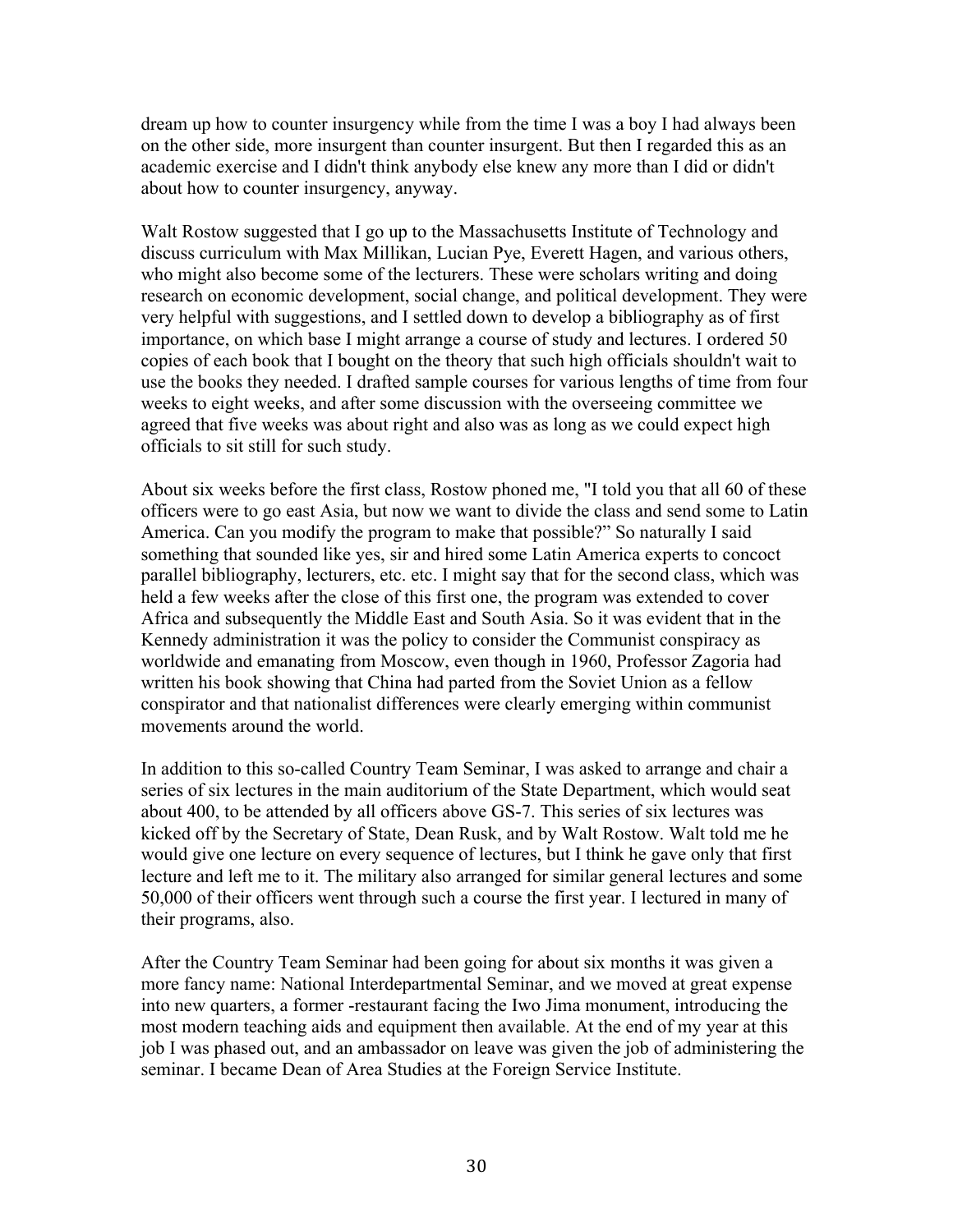dream up how to counter insurgency while from the time I was a boy I had always been on the other side, more insurgent than counter insurgent. But then I regarded this as an academic exercise and I didn't think anybody else knew any more than I did or didn't about how to counter insurgency, anyway.

Walt Rostow suggested that I go up to the Massachusetts Institute of Technology and discuss curriculum with Max Millikan, Lucian Pye, Everett Hagen, and various others, who might also become some of the lecturers. These were scholars writing and doing research on economic development, social change, and political development. They were very helpful with suggestions, and I settled down to develop a bibliography as of first importance, on which base I might arrange a course of study and lectures. I ordered 50 copies of each book that I bought on the theory that such high officials shouldn't wait to use the books they needed. I drafted sample courses for various lengths of time from four weeks to eight weeks, and after some discussion with the overseeing committee we agreed that five weeks was about right and also was as long as we could expect high officials to sit still for such study.

About six weeks before the first class, Rostow phoned me, "I told you that all 60 of these officers were to go east Asia, but now we want to divide the class and send some to Latin America. Can you modify the program to make that possible?" So naturally I said something that sounded like yes, sir and hired some Latin America experts to concoct parallel bibliography, lecturers, etc. etc. I might say that for the second class, which was held a few weeks after the close of this first one, the program was extended to cover Africa and subsequently the Middle East and South Asia. So it was evident that in the Kennedy administration it was the policy to consider the Communist conspiracy as worldwide and emanating from Moscow, even though in 1960, Professor Zagoria had written his book showing that China had parted from the Soviet Union as a fellow conspirator and that nationalist differences were clearly emerging within communist movements around the world.

In addition to this so-called Country Team Seminar, I was asked to arrange and chair a series of six lectures in the main auditorium of the State Department, which would seat about 400, to be attended by all officers above GS-7. This series of six lectures was kicked off by the Secretary of State, Dean Rusk, and by Walt Rostow. Walt told me he would give one lecture on every sequence of lectures, but I think he gave only that first lecture and left me to it. The military also arranged for similar general lectures and some 50,000 of their officers went through such a course the first year. I lectured in many of their programs, also.

After the Country Team Seminar had been going for about six months it was given a more fancy name: National Interdepartmental Seminar, and we moved at great expense into new quarters, a former -restaurant facing the Iwo Jima monument, introducing the most modern teaching aids and equipment then available. At the end of my year at this job I was phased out, and an ambassador on leave was given the job of administering the seminar. I became Dean of Area Studies at the Foreign Service Institute.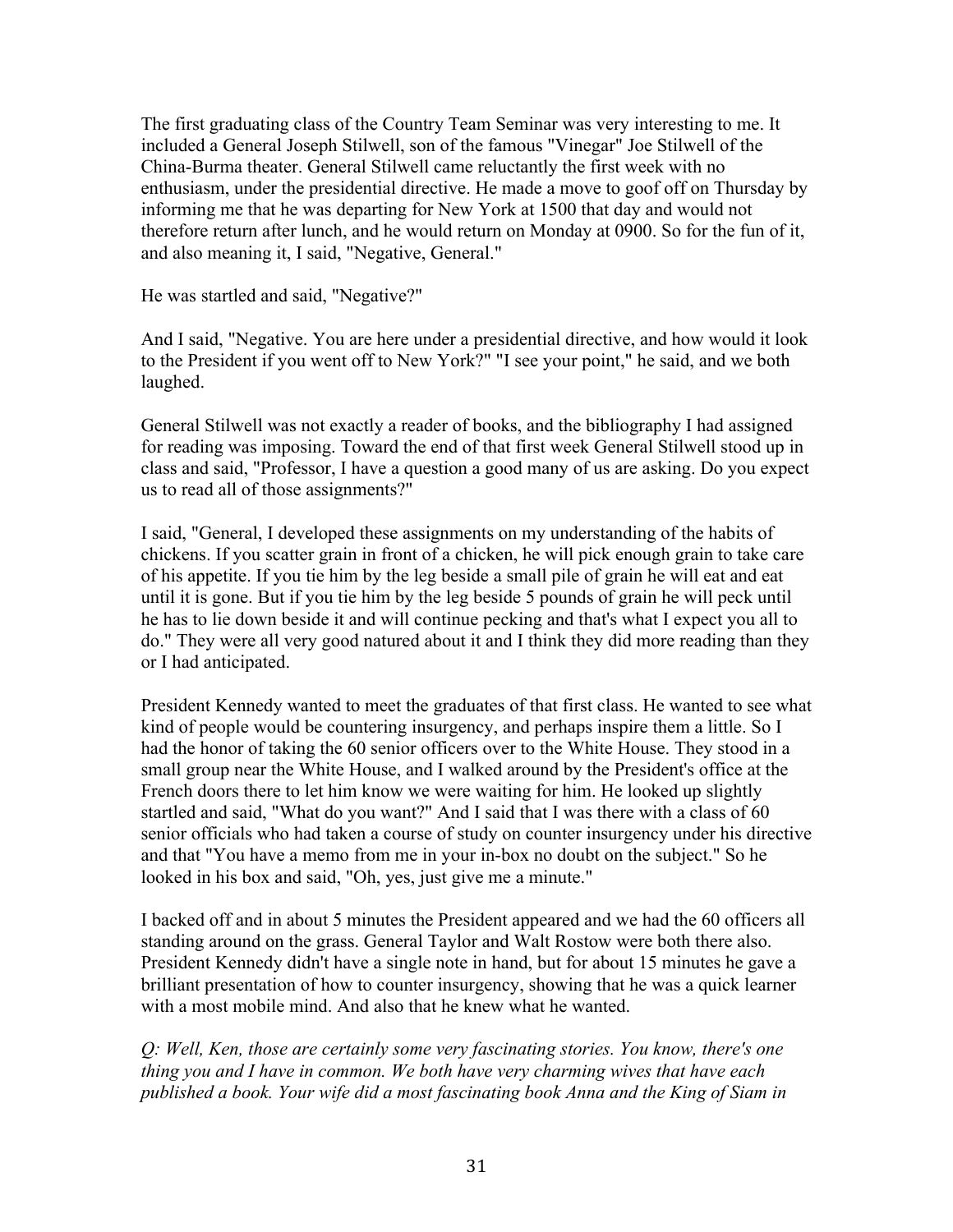The first graduating class of the Country Team Seminar was very interesting to me. It included a General Joseph Stilwell, son of the famous "Vinegar" Joe Stilwell of the China-Burma theater. General Stilwell came reluctantly the first week with no enthusiasm, under the presidential directive. He made a move to goof off on Thursday by informing me that he was departing for New York at 1500 that day and would not therefore return after lunch, and he would return on Monday at 0900. So for the fun of it, and also meaning it, I said, "Negative, General."

He was startled and said, "Negative?"

And I said, "Negative. You are here under a presidential directive, and how would it look to the President if you went off to New York?" "I see your point," he said, and we both laughed.

General Stilwell was not exactly a reader of books, and the bibliography I had assigned for reading was imposing. Toward the end of that first week General Stilwell stood up in class and said, "Professor, I have a question a good many of us are asking. Do you expect us to read all of those assignments?"

I said, "General, I developed these assignments on my understanding of the habits of chickens. If you scatter grain in front of a chicken, he will pick enough grain to take care of his appetite. If you tie him by the leg beside a small pile of grain he will eat and eat until it is gone. But if you tie him by the leg beside 5 pounds of grain he will peck until he has to lie down beside it and will continue pecking and that's what I expect you all to do." They were all very good natured about it and I think they did more reading than they or I had anticipated.

President Kennedy wanted to meet the graduates of that first class. He wanted to see what kind of people would be countering insurgency, and perhaps inspire them a little. So I had the honor of taking the 60 senior officers over to the White House. They stood in a small group near the White House, and I walked around by the President's office at the French doors there to let him know we were waiting for him. He looked up slightly startled and said, "What do you want?" And I said that I was there with a class of 60 senior officials who had taken a course of study on counter insurgency under his directive and that "You have a memo from me in your in-box no doubt on the subject." So he looked in his box and said, "Oh, yes, just give me a minute."

I backed off and in about 5 minutes the President appeared and we had the 60 officers all standing around on the grass. General Taylor and Walt Rostow were both there also. President Kennedy didn't have a single note in hand, but for about 15 minutes he gave a brilliant presentation of how to counter insurgency, showing that he was a quick learner with a most mobile mind. And also that he knew what he wanted.

*Q: Well, Ken, those are certainly some very fascinating stories. You know, there's one thing you and I have in common. We both have very charming wives that have each published a book. Your wife did a most fascinating book Anna and the King of Siam in*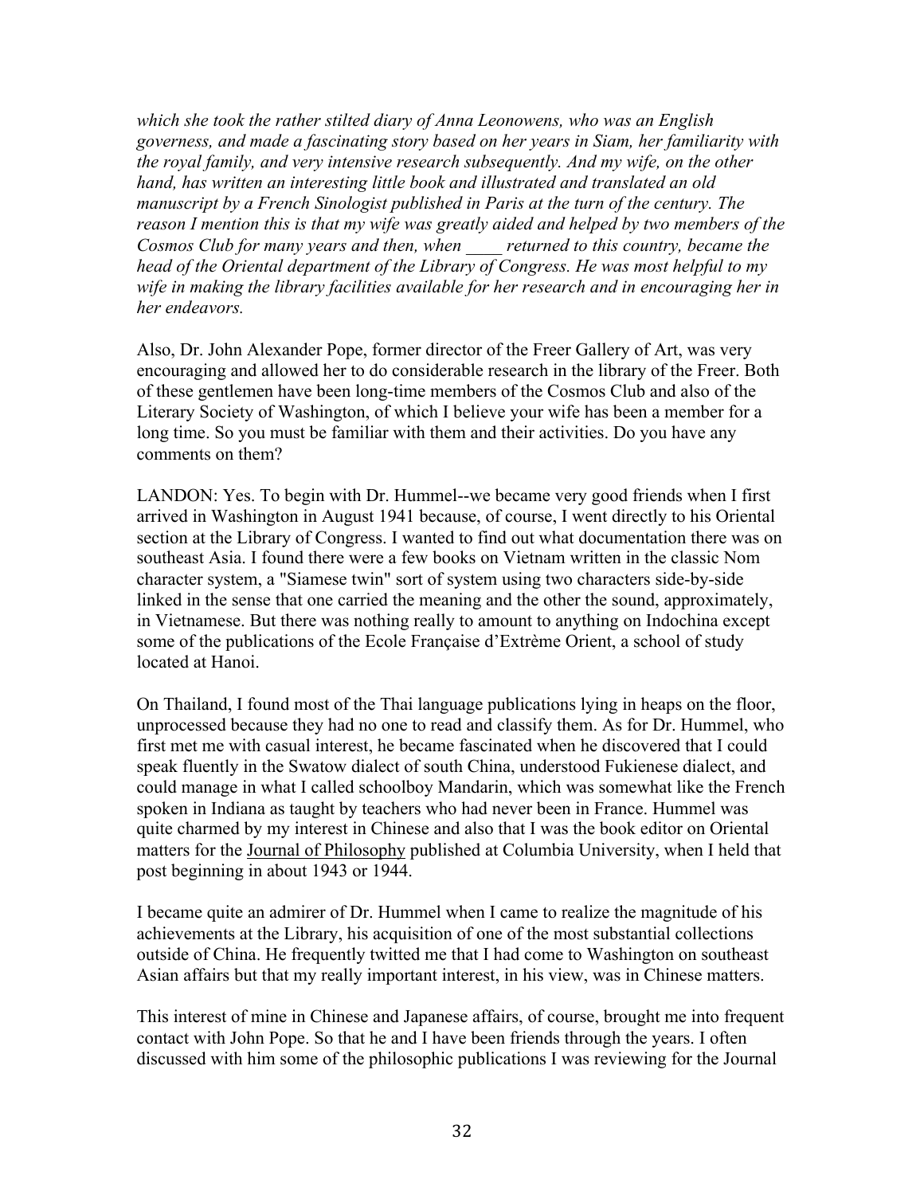*which she took the rather stilted diary of Anna Leonowens, who was an English governess, and made a fascinating story based on her years in Siam, her familiarity with the royal family, and very intensive research subsequently. And my wife, on the other hand, has written an interesting little book and illustrated and translated an old manuscript by a French Sinologist published in Paris at the turn of the century. The reason I mention this is that my wife was greatly aided and helped by two members of the Cosmos Club for many years and then, when ____ returned to this country, became the head of the Oriental department of the Library of Congress. He was most helpful to my wife in making the library facilities available for her research and in encouraging her in her endeavors.*

Also, Dr. John Alexander Pope, former director of the Freer Gallery of Art, was very encouraging and allowed her to do considerable research in the library of the Freer. Both of these gentlemen have been long-time members of the Cosmos Club and also of the Literary Society of Washington, of which I believe your wife has been a member for a long time. So you must be familiar with them and their activities. Do you have any comments on them?

LANDON: Yes. To begin with Dr. Hummel--we became very good friends when I first arrived in Washington in August 1941 because, of course, I went directly to his Oriental section at the Library of Congress. I wanted to find out what documentation there was on southeast Asia. I found there were a few books on Vietnam written in the classic Nom character system, a "Siamese twin" sort of system using two characters side-by-side linked in the sense that one carried the meaning and the other the sound, approximately, in Vietnamese. But there was nothing really to amount to anything on Indochina except some of the publications of the Ecole Française d'Extrème Orient, a school of study located at Hanoi.

On Thailand, I found most of the Thai language publications lying in heaps on the floor, unprocessed because they had no one to read and classify them. As for Dr. Hummel, who first met me with casual interest, he became fascinated when he discovered that I could speak fluently in the Swatow dialect of south China, understood Fukienese dialect, and could manage in what I called schoolboy Mandarin, which was somewhat like the French spoken in Indiana as taught by teachers who had never been in France. Hummel was quite charmed by my interest in Chinese and also that I was the book editor on Oriental matters for the Journal of Philosophy published at Columbia University, when I held that post beginning in about 1943 or 1944.

I became quite an admirer of Dr. Hummel when I came to realize the magnitude of his achievements at the Library, his acquisition of one of the most substantial collections outside of China. He frequently twitted me that I had come to Washington on southeast Asian affairs but that my really important interest, in his view, was in Chinese matters.

This interest of mine in Chinese and Japanese affairs, of course, brought me into frequent contact with John Pope. So that he and I have been friends through the years. I often discussed with him some of the philosophic publications I was reviewing for the Journal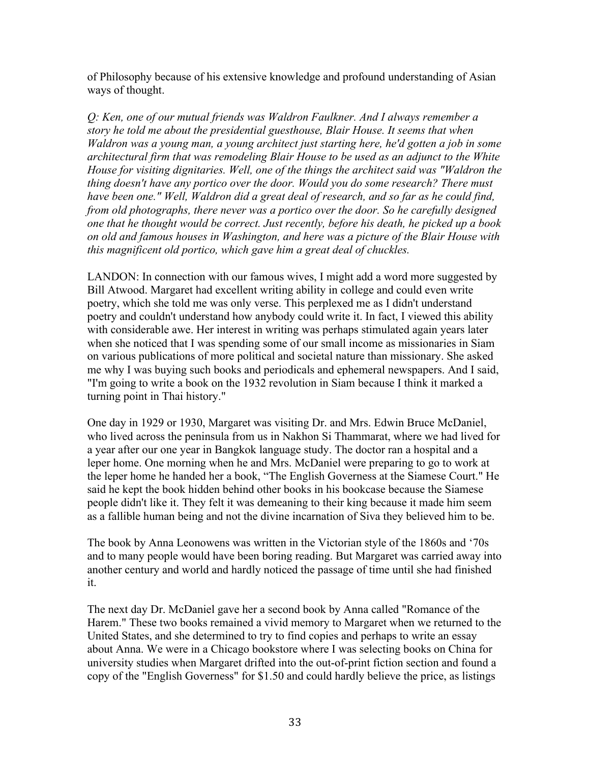of Philosophy because of his extensive knowledge and profound understanding of Asian ways of thought.

*Q: Ken, one of our mutual friends was Waldron Faulkner. And I always remember a story he told me about the presidential guesthouse, Blair House. It seems that when Waldron was a young man, a young architect just starting here, he'd gotten a job in some architectural firm that was remodeling Blair House to be used as an adjunct to the White House for visiting dignitaries. Well, one of the things the architect said was "Waldron the thing doesn't have any portico over the door. Would you do some research? There must have been one." Well, Waldron did a great deal of research, and so far as he could find, from old photographs, there never was a portico over the door. So he carefully designed one that he thought would be correct. Just recently, before his death, he picked up a book on old and famous houses in Washington, and here was a picture of the Blair House with this magnificent old portico, which gave him a great deal of chuckles.*

LANDON: In connection with our famous wives, I might add a word more suggested by Bill Atwood. Margaret had excellent writing ability in college and could even write poetry, which she told me was only verse. This perplexed me as I didn't understand poetry and couldn't understand how anybody could write it. In fact, I viewed this ability with considerable awe. Her interest in writing was perhaps stimulated again years later when she noticed that I was spending some of our small income as missionaries in Siam on various publications of more political and societal nature than missionary. She asked me why I was buying such books and periodicals and ephemeral newspapers. And I said, "I'm going to write a book on the 1932 revolution in Siam because I think it marked a turning point in Thai history."

One day in 1929 or 1930, Margaret was visiting Dr. and Mrs. Edwin Bruce McDaniel, who lived across the peninsula from us in Nakhon Si Thammarat, where we had lived for a year after our one year in Bangkok language study. The doctor ran a hospital and a leper home. One morning when he and Mrs. McDaniel were preparing to go to work at the leper home he handed her a book, "The English Governess at the Siamese Court." He said he kept the book hidden behind other books in his bookcase because the Siamese people didn't like it. They felt it was demeaning to their king because it made him seem as a fallible human being and not the divine incarnation of Siva they believed him to be.

The book by Anna Leonowens was written in the Victorian style of the 1860s and '70s and to many people would have been boring reading. But Margaret was carried away into another century and world and hardly noticed the passage of time until she had finished it.

The next day Dr. McDaniel gave her a second book by Anna called "Romance of the Harem." These two books remained a vivid memory to Margaret when we returned to the United States, and she determined to try to find copies and perhaps to write an essay about Anna. We were in a Chicago bookstore where I was selecting books on China for university studies when Margaret drifted into the out-of-print fiction section and found a copy of the "English Governess" for $1.50 and could hardly believe the price, as listings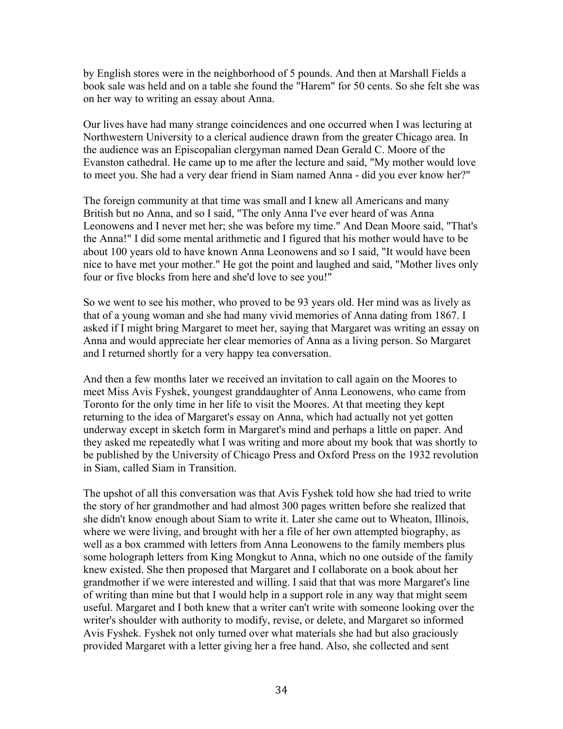by English stores were in the neighborhood of 5 pounds. And then at Marshall Fields a book sale was held and on a table she found the "Harem" for 50 cents. So she felt she was on her way to writing an essay about Anna.

Our lives have had many strange coincidences and one occurred when I was lecturing at Northwestern University to a clerical audience drawn from the greater Chicago area. In the audience was an Episcopalian clergyman named Dean Gerald C. Moore of the Evanston cathedral. He came up to me after the lecture and said, "My mother would love to meet you. She had a very dear friend in Siam named Anna - did you ever know her?"

The foreign community at that time was small and I knew all Americans and many British but no Anna, and so I said, "The only Anna I've ever heard of was Anna Leonowens and I never met her; she was before my time." And Dean Moore said, "That's the Anna!" I did some mental arithmetic and I figured that his mother would have to be about 100 years old to have known Anna Leonowens and so I said, "It would have been nice to have met your mother." He got the point and laughed and said, "Mother lives only four or five blocks from here and she'd love to see you!"

So we went to see his mother, who proved to be 93 years old. Her mind was as lively as that of a young woman and she had many vivid memories of Anna dating from 1867. I asked if I might bring Margaret to meet her, saying that Margaret was writing an essay on Anna and would appreciate her clear memories of Anna as a living person. So Margaret and I returned shortly for a very happy tea conversation.

And then a few months later we received an invitation to call again on the Moores to meet Miss Avis Fyshek, youngest granddaughter of Anna Leonowens, who came from Toronto for the only time in her life to visit the Moores. At that meeting they kept returning to the idea of Margaret's essay on Anna, which had actually not yet gotten underway except in sketch form in Margaret's mind and perhaps a little on paper. And they asked me repeatedly what I was writing and more about my book that was shortly to be published by the University of Chicago Press and Oxford Press on the 1932 revolution in Siam, called Siam in Transition.

The upshot of all this conversation was that Avis Fyshek told how she had tried to write the story of her grandmother and had almost 300 pages written before she realized that she didn't know enough about Siam to write it. Later she came out to Wheaton, Illinois, where we were living, and brought with her a file of her own attempted biography, as well as a box crammed with letters from Anna Leonowens to the family members plus some holograph letters from King Mongkut to Anna, which no one outside of the family knew existed. She then proposed that Margaret and I collaborate on a book about her grandmother if we were interested and willing. I said that that was more Margaret's line of writing than mine but that I would help in a support role in any way that might seem useful. Margaret and I both knew that a writer can't write with someone looking over the writer's shoulder with authority to modify, revise, or delete, and Margaret so informed Avis Fyshek. Fyshek not only turned over what materials she had but also graciously provided Margaret with a letter giving her a free hand. Also, she collected and sent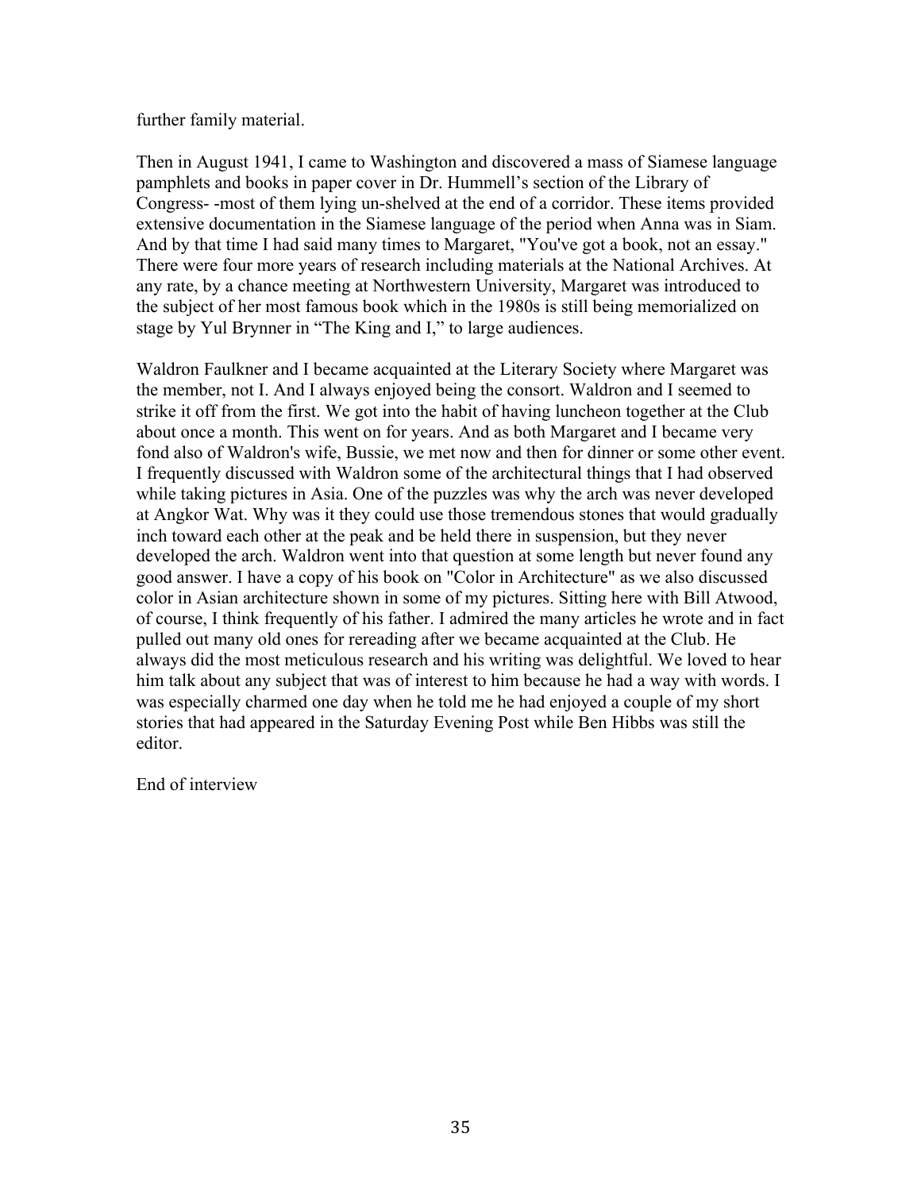further family material.

Then in August 1941, I came to Washington and discovered a mass of Siamese language pamphlets and books in paper cover in Dr. Hummell's section of the Library of Congress- -most of them lying un-shelved at the end of a corridor. These items provided extensive documentation in the Siamese language of the period when Anna was in Siam. And by that time I had said many times to Margaret, "You've got a book, not an essay." There were four more years of research including materials at the National Archives. At any rate, by a chance meeting at Northwestern University, Margaret was introduced to the subject of her most famous book which in the 1980s is still being memorialized on stage by Yul Brynner in "The King and I," to large audiences.

Waldron Faulkner and I became acquainted at the Literary Society where Margaret was the member, not I. And I always enjoyed being the consort. Waldron and I seemed to strike it off from the first. We got into the habit of having luncheon together at the Club about once a month. This went on for years. And as both Margaret and I became very fond also of Waldron's wife, Bussie, we met now and then for dinner or some other event. I frequently discussed with Waldron some of the architectural things that I had observed while taking pictures in Asia. One of the puzzles was why the arch was never developed at Angkor Wat. Why was it they could use those tremendous stones that would gradually inch toward each other at the peak and be held there in suspension, but they never developed the arch. Waldron went into that question at some length but never found any good answer. I have a copy of his book on "Color in Architecture" as we also discussed color in Asian architecture shown in some of my pictures. Sitting here with Bill Atwood, of course, I think frequently of his father. I admired the many articles he wrote and in fact pulled out many old ones for rereading after we became acquainted at the Club. He always did the most meticulous research and his writing was delightful. We loved to hear him talk about any subject that was of interest to him because he had a way with words. I was especially charmed one day when he told me he had enjoyed a couple of my short stories that had appeared in the Saturday Evening Post while Ben Hibbs was still the editor.

End of interview